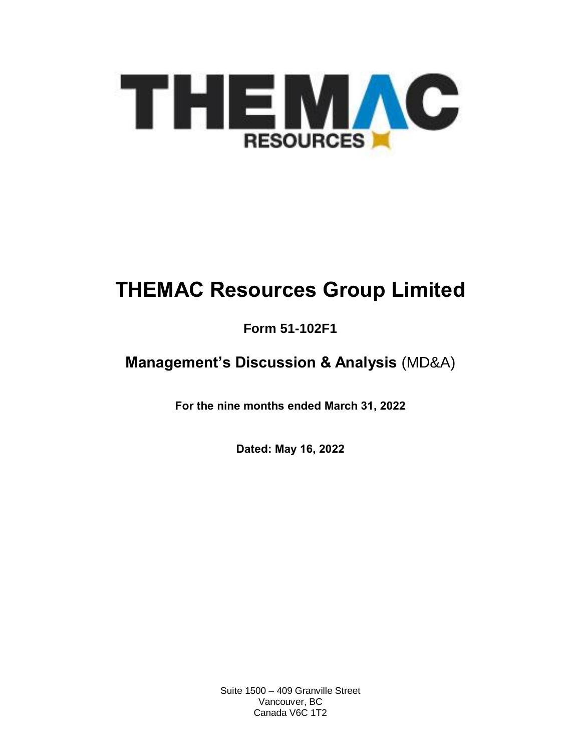# THEMAC Resources Group Limited

## Form 51-102F1

## Management's Discussion & Analysis (MD&A)

**For the nine months ended March 31, 2022**

**Dated: May 16, 2022**

Suite 1500 – 409 Granville Street
Vancouver, BC
Canada V6C 1T2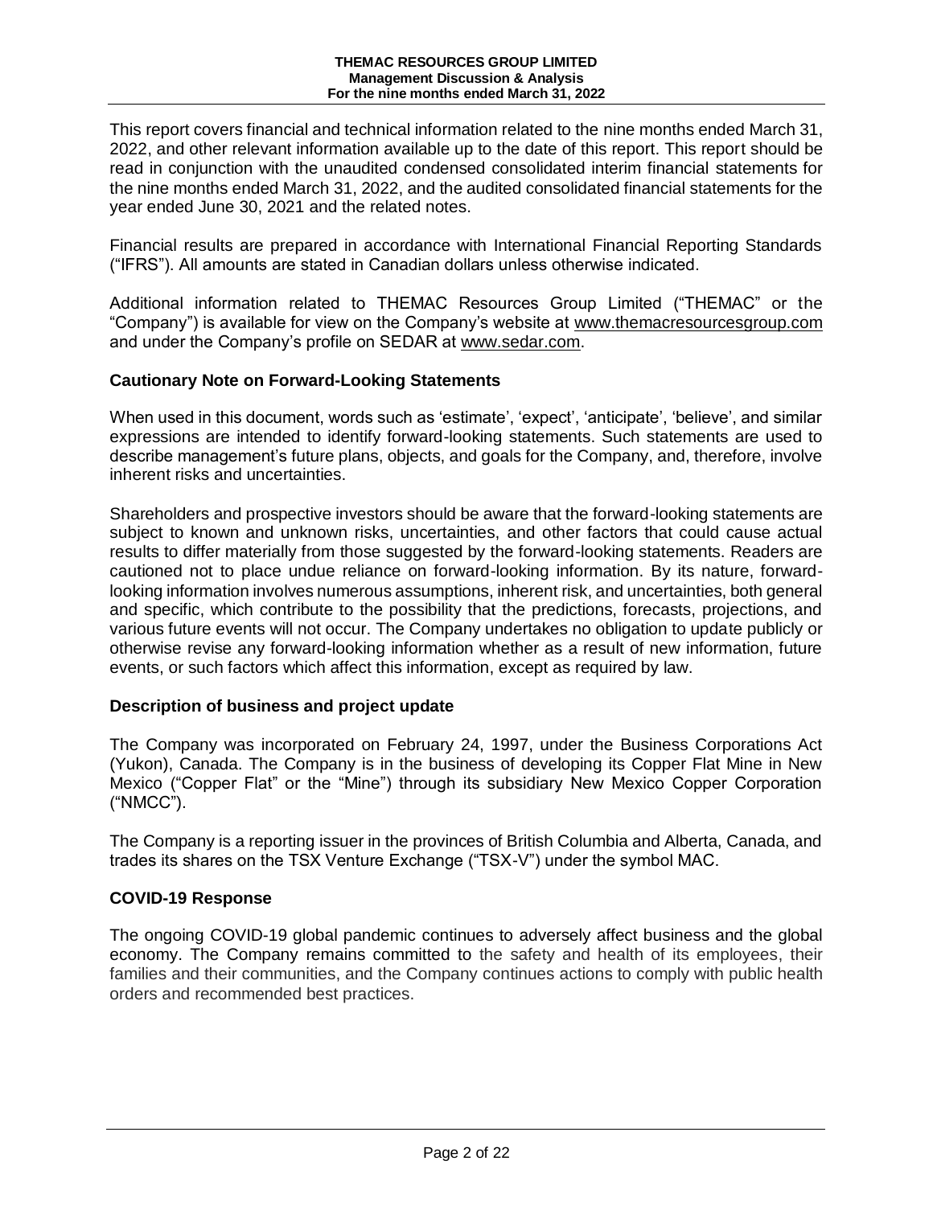This report covers financial and technical information related to the nine months ended March 31, 2022, and other relevant information available up to the date of this report. This report should be read in conjunction with the unaudited condensed consolidated interim financial statements for the nine months ended March 31, 2022, and the audited consolidated financial statements for the year ended June 30, 2021 and the related notes.

Financial results are prepared in accordance with International Financial Reporting Standards ("IFRS"). All amounts are stated in Canadian dollars unless otherwise indicated.

Additional information related to THEMAC Resources Group Limited ("THEMAC" or the "Company") is available for view on the Company's website at www.themacresourcesgroup.com and under the Company's profile on SEDAR at www.sedar.com.

## Cautionary Note on Forward-Looking Statements

When used in this document, words such as 'estimate', 'expect', 'anticipate', 'believe', and similar expressions are intended to identify forward-looking statements. Such statements are used to describe management's future plans, objects, and goals for the Company, and, therefore, involve inherent risks and uncertainties.

Shareholders and prospective investors should be aware that the forward-looking statements are subject to known and unknown risks, uncertainties, and other factors that could cause actual results to differ materially from those suggested by the forward-looking statements. Readers are cautioned not to place undue reliance on forward-looking information. By its nature, forward-looking information involves numerous assumptions, inherent risk, and uncertainties, both general and specific, which contribute to the possibility that the predictions, forecasts, projections, and various future events will not occur. The Company undertakes no obligation to update publicly or otherwise revise any forward-looking information whether as a result of new information, future events, or such factors which affect this information, except as required by law.

## Description of business and project update

The Company was incorporated on February 24, 1997, under the Business Corporations Act (Yukon), Canada. The Company is in the business of developing its Copper Flat Mine in New Mexico ("Copper Flat" or the "Mine") through its subsidiary New Mexico Copper Corporation ("NMCC").

The Company is a reporting issuer in the provinces of British Columbia and Alberta, Canada, and trades its shares on the TSX Venture Exchange ("TSX-V") under the symbol MAC.

## COVID-19 Response

The ongoing COVID-19 global pandemic continues to adversely affect business and the global economy. The Company remains committed to the safety and health of its employees, their families and their communities, and the Company continues actions to comply with public health orders and recommended best practices.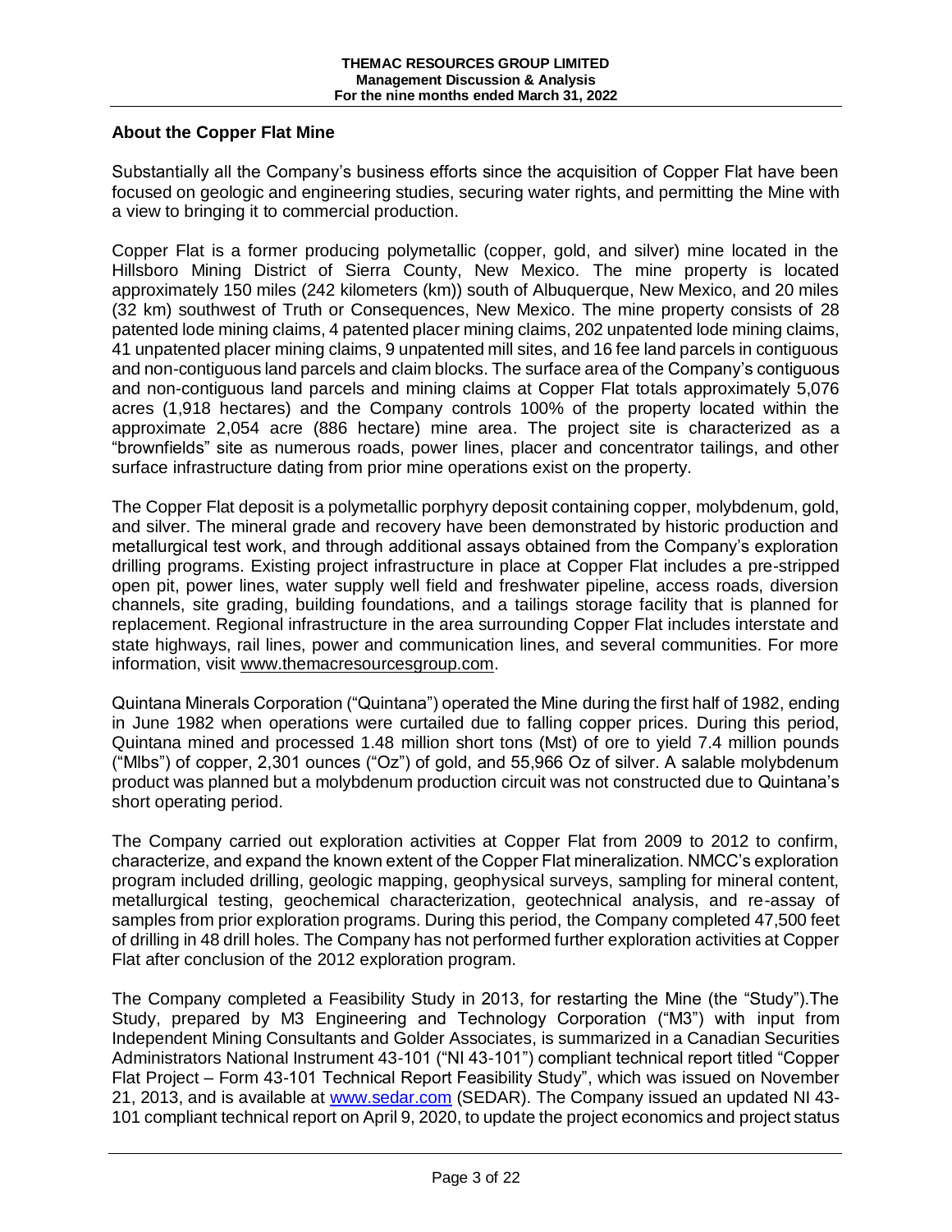## About the Copper Flat Mine

Substantially all the Company's business efforts since the acquisition of Copper Flat have been focused on geologic and engineering studies, securing water rights, and permitting the Mine with a view to bringing it to commercial production.

Copper Flat is a former producing polymetallic (copper, gold, and silver) mine located in the Hillsboro Mining District of Sierra County, New Mexico. The mine property is located approximately 150 miles (242 kilometers (km)) south of Albuquerque, New Mexico, and 20 miles (32 km) southwest of Truth or Consequences, New Mexico. The mine property consists of 28 patented lode mining claims, 4 patented placer mining claims, 202 unpatented lode mining claims, 41 unpatented placer mining claims, 9 unpatented mill sites, and 16 fee land parcels in contiguous and non-contiguous land parcels and claim blocks. The surface area of the Company's contiguous and non-contiguous land parcels and mining claims at Copper Flat totals approximately 5,076 acres (1,918 hectares) and the Company controls 100% of the property located within the approximate 2,054 acre (886 hectare) mine area. The project site is characterized as a "brownfields" site as numerous roads, power lines, placer and concentrator tailings, and other surface infrastructure dating from prior mine operations exist on the property.

The Copper Flat deposit is a polymetallic porphyry deposit containing copper, molybdenum, gold, and silver. The mineral grade and recovery have been demonstrated by historic production and metallurgical test work, and through additional assays obtained from the Company's exploration drilling programs. Existing project infrastructure in place at Copper Flat includes a pre-stripped open pit, power lines, water supply well field and freshwater pipeline, access roads, diversion channels, site grading, building foundations, and a tailings storage facility that is planned for replacement. Regional infrastructure in the area surrounding Copper Flat includes interstate and state highways, rail lines, power and communication lines, and several communities. For more information, visit www.themacresourcesgroup.com.

Quintana Minerals Corporation ("Quintana") operated the Mine during the first half of 1982, ending in June 1982 when operations were curtailed due to falling copper prices. During this period, Quintana mined and processed 1.48 million short tons (Mst) of ore to yield 7.4 million pounds ("Mlbs") of copper, 2,301 ounces ("Oz") of gold, and 55,966 Oz of silver. A salable molybdenum product was planned but a molybdenum production circuit was not constructed due to Quintana's short operating period.

The Company carried out exploration activities at Copper Flat from 2009 to 2012 to confirm, characterize, and expand the known extent of the Copper Flat mineralization. NMCC's exploration program included drilling, geologic mapping, geophysical surveys, sampling for mineral content, metallurgical testing, geochemical characterization, geotechnical analysis, and re-assay of samples from prior exploration programs. During this period, the Company completed 47,500 feet of drilling in 48 drill holes. The Company has not performed further exploration activities at Copper Flat after conclusion of the 2012 exploration program.

The Company completed a Feasibility Study in 2013, for restarting the Mine (the "Study").The Study, prepared by M3 Engineering and Technology Corporation ("M3") with input from Independent Mining Consultants and Golder Associates, is summarized in a Canadian Securities Administrators National Instrument 43-101 ("NI 43-101") compliant technical report titled "Copper Flat Project – Form 43-101 Technical Report Feasibility Study", which was issued on November 21, 2013, and is available at www.sedar.com (SEDAR). The Company issued an updated NI 43-101 compliant technical report on April 9, 2020, to update the project economics and project status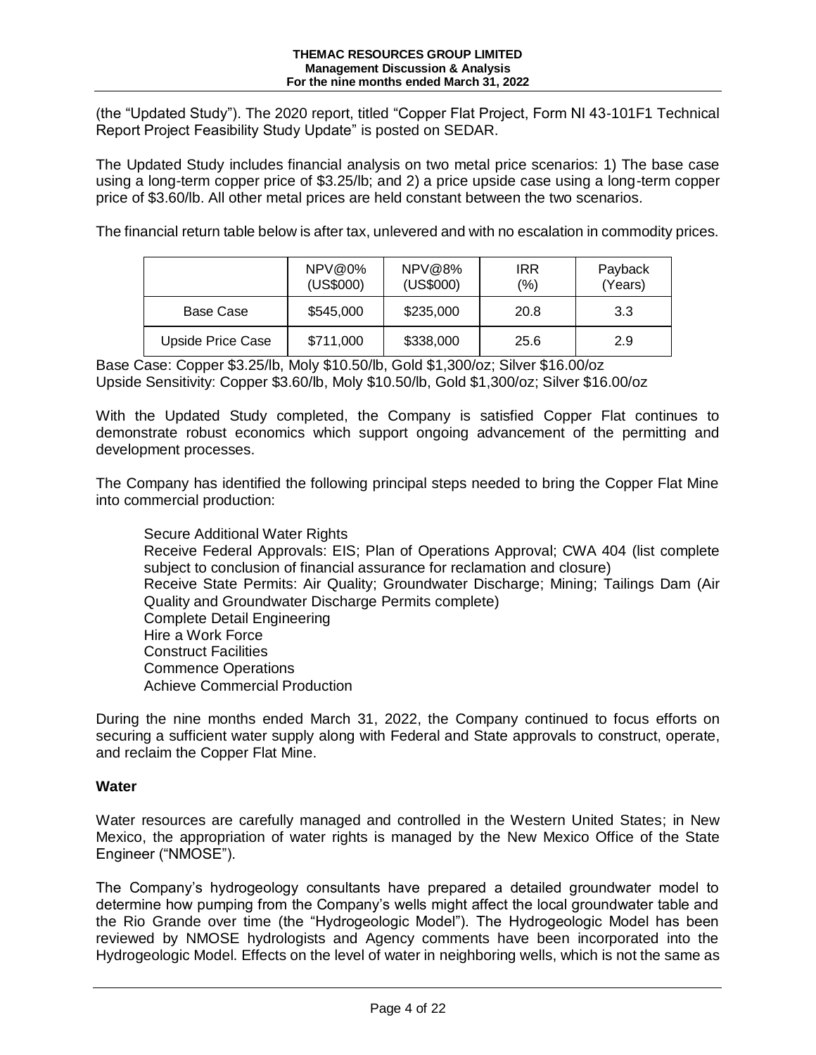(the "Updated Study"). The 2020 report, titled "Copper Flat Project, Form NI 43-101F1 Technical Report Project Feasibility Study Update" is posted on SEDAR.

The Updated Study includes financial analysis on two metal price scenarios: 1) The base case using a long-term copper price of \$3.25/lb; and 2) a price upside case using a long-term copper price of \$3.60/lb. All other metal prices are held constant between the two scenarios.

The financial return table below is after tax, unlevered and with no escalation in commodity prices.

| | NPV@0% (US\$000) | NPV@8% (US\$000) | IRR (%) | Payback (Years) |
|---|---|---|---|---|
| Base Case | \$545,000 | \$235,000 | 20.8 | 3.3 |
| Upside Price Case | \$711,000 | \$338,000 | 25.6 | 2.9 |

Base Case: Copper \$3.25/lb, Moly \$10.50/lb, Gold \$1,300/oz; Silver \$16.00/oz
Upside Sensitivity: Copper \$3.60/lb, Moly \$10.50/lb, Gold \$1,300/oz; Silver \$16.00/oz

With the Updated Study completed, the Company is satisfied Copper Flat continues to demonstrate robust economics which support ongoing advancement of the permitting and development processes.

The Company has identified the following principal steps needed to bring the Copper Flat Mine into commercial production:

- Secure Additional Water Rights
- Receive Federal Approvals: EIS; Plan of Operations Approval; CWA 404 (list complete subject to conclusion of financial assurance for reclamation and closure)
- Receive State Permits: Air Quality; Groundwater Discharge; Mining; Tailings Dam (Air Quality and Groundwater Discharge Permits complete)
- Complete Detail Engineering
- Hire a Work Force
- Construct Facilities
- Commence Operations
- Achieve Commercial Production

During the nine months ended March 31, 2022, the Company continued to focus efforts on securing a sufficient water supply along with Federal and State approvals to construct, operate, and reclaim the Copper Flat Mine.

**Water**

Water resources are carefully managed and controlled in the Western United States; in New Mexico, the appropriation of water rights is managed by the New Mexico Office of the State Engineer ("NMOSE").

The Company's hydrogeology consultants have prepared a detailed groundwater model to determine how pumping from the Company's wells might affect the local groundwater table and the Rio Grande over time (the "Hydrogeologic Model"). The Hydrogeologic Model has been reviewed by NMOSE hydrologists and Agency comments have been incorporated into the Hydrogeologic Model. Effects on the level of water in neighboring wells, which is not the same as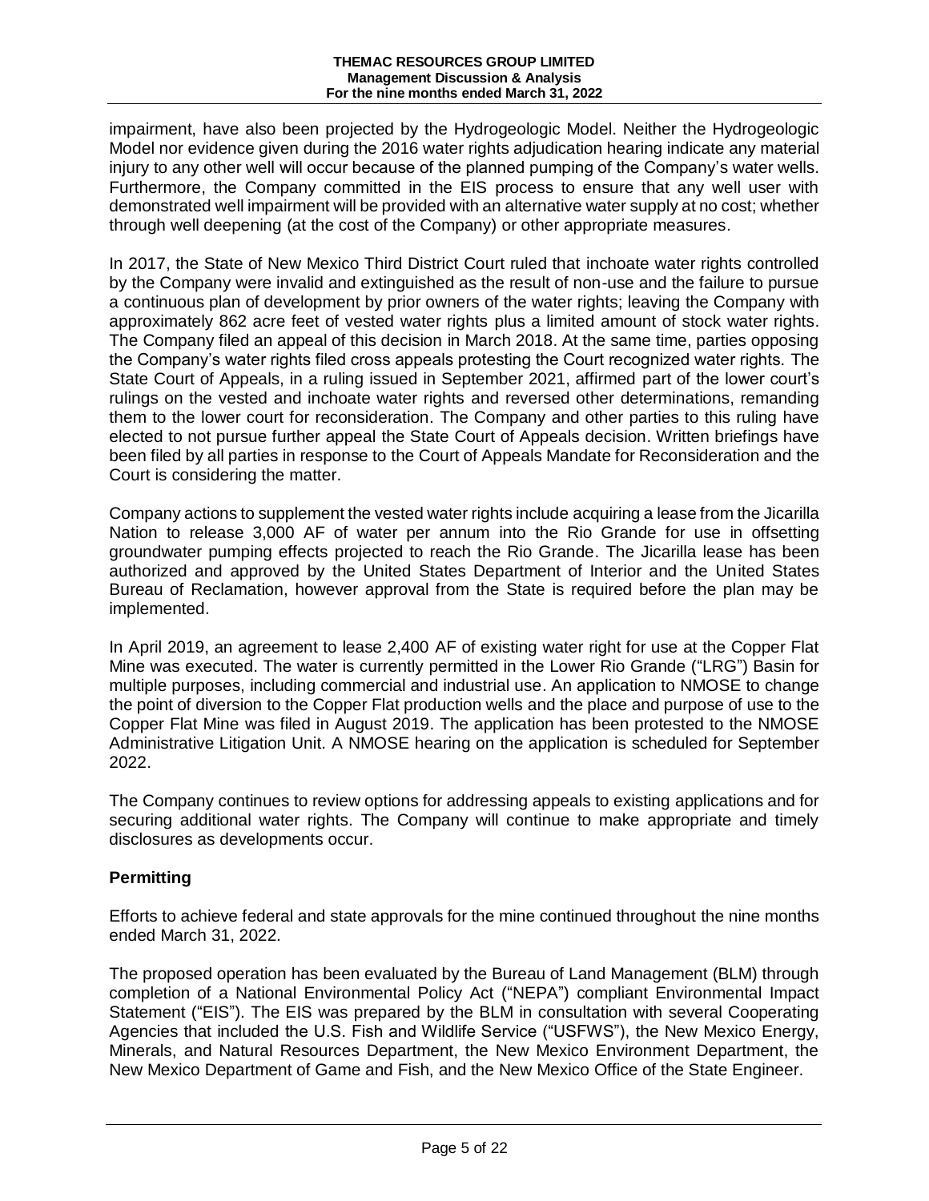impairment, have also been projected by the Hydrogeologic Model. Neither the Hydrogeologic Model nor evidence given during the 2016 water rights adjudication hearing indicate any material injury to any other well will occur because of the planned pumping of the Company's water wells. Furthermore, the Company committed in the EIS process to ensure that any well user with demonstrated well impairment will be provided with an alternative water supply at no cost; whether through well deepening (at the cost of the Company) or other appropriate measures.

In 2017, the State of New Mexico Third District Court ruled that inchoate water rights controlled by the Company were invalid and extinguished as the result of non-use and the failure to pursue a continuous plan of development by prior owners of the water rights; leaving the Company with approximately 862 acre feet of vested water rights plus a limited amount of stock water rights. The Company filed an appeal of this decision in March 2018. At the same time, parties opposing the Company's water rights filed cross appeals protesting the Court recognized water rights. The State Court of Appeals, in a ruling issued in September 2021, affirmed part of the lower court's rulings on the vested and inchoate water rights and reversed other determinations, remanding them to the lower court for reconsideration. The Company and other parties to this ruling have elected to not pursue further appeal the State Court of Appeals decision. Written briefings have been filed by all parties in response to the Court of Appeals Mandate for Reconsideration and the Court is considering the matter.

Company actions to supplement the vested water rights include acquiring a lease from the Jicarilla Nation to release 3,000 AF of water per annum into the Rio Grande for use in offsetting groundwater pumping effects projected to reach the Rio Grande. The Jicarilla lease has been authorized and approved by the United States Department of Interior and the United States Bureau of Reclamation, however approval from the State is required before the plan may be implemented.

In April 2019, an agreement to lease 2,400 AF of existing water right for use at the Copper Flat Mine was executed. The water is currently permitted in the Lower Rio Grande ("LRG") Basin for multiple purposes, including commercial and industrial use. An application to NMOSE to change the point of diversion to the Copper Flat production wells and the place and purpose of use to the Copper Flat Mine was filed in August 2019. The application has been protested to the NMOSE Administrative Litigation Unit. A NMOSE hearing on the application is scheduled for September 2022.

The Company continues to review options for addressing appeals to existing applications and for securing additional water rights. The Company will continue to make appropriate and timely disclosures as developments occur.

## Permitting

Efforts to achieve federal and state approvals for the mine continued throughout the nine months ended March 31, 2022.

The proposed operation has been evaluated by the Bureau of Land Management (BLM) through completion of a National Environmental Policy Act ("NEPA") compliant Environmental Impact Statement ("EIS"). The EIS was prepared by the BLM in consultation with several Cooperating Agencies that included the U.S. Fish and Wildlife Service ("USFWS"), the New Mexico Energy, Minerals, and Natural Resources Department, the New Mexico Environment Department, the New Mexico Department of Game and Fish, and the New Mexico Office of the State Engineer.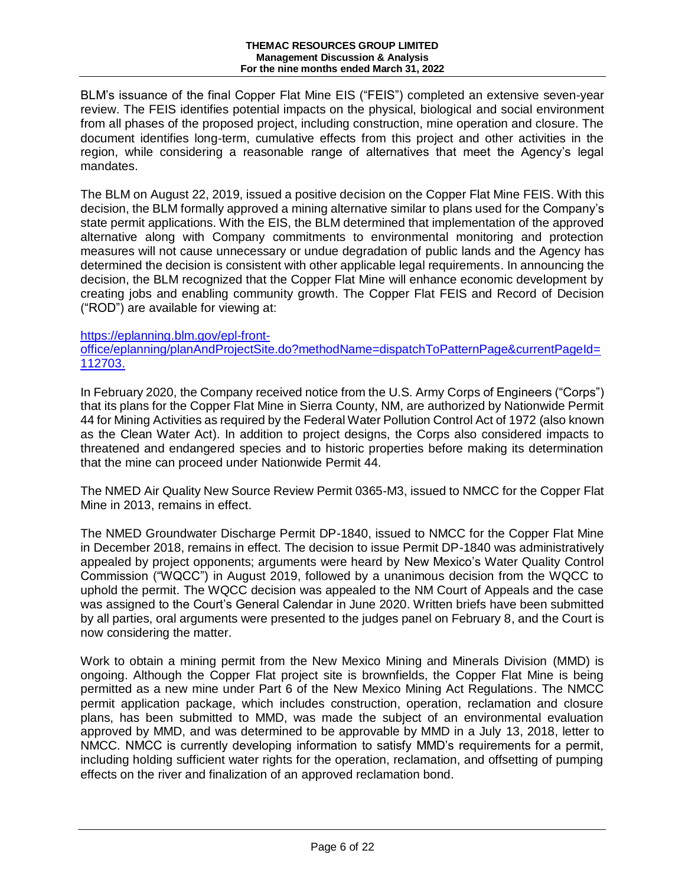BLM's issuance of the final Copper Flat Mine EIS ("FEIS") completed an extensive seven-year review. The FEIS identifies potential impacts on the physical, biological and social environment from all phases of the proposed project, including construction, mine operation and closure. The document identifies long-term, cumulative effects from this project and other activities in the region, while considering a reasonable range of alternatives that meet the Agency's legal mandates.

The BLM on August 22, 2019, issued a positive decision on the Copper Flat Mine FEIS. With this decision, the BLM formally approved a mining alternative similar to plans used for the Company's state permit applications. With the EIS, the BLM determined that implementation of the approved alternative along with Company commitments to environmental monitoring and protection measures will not cause unnecessary or undue degradation of public lands and the Agency has determined the decision is consistent with other applicable legal requirements. In announcing the decision, the BLM recognized that the Copper Flat Mine will enhance economic development by creating jobs and enabling community growth. The Copper Flat FEIS and Record of Decision ("ROD") are available for viewing at:

https://eplanning.blm.gov/epl-front-office/eplanning/planAndProjectSite.do?methodName=dispatchToPatternPage&currentPageId=112703.

In February 2020, the Company received notice from the U.S. Army Corps of Engineers ("Corps") that its plans for the Copper Flat Mine in Sierra County, NM, are authorized by Nationwide Permit 44 for Mining Activities as required by the Federal Water Pollution Control Act of 1972 (also known as the Clean Water Act). In addition to project designs, the Corps also considered impacts to threatened and endangered species and to historic properties before making its determination that the mine can proceed under Nationwide Permit 44.

The NMED Air Quality New Source Review Permit 0365-M3, issued to NMCC for the Copper Flat Mine in 2013, remains in effect.

The NMED Groundwater Discharge Permit DP-1840, issued to NMCC for the Copper Flat Mine in December 2018, remains in effect. The decision to issue Permit DP-1840 was administratively appealed by project opponents; arguments were heard by New Mexico's Water Quality Control Commission ("WQCC") in August 2019, followed by a unanimous decision from the WQCC to uphold the permit. The WQCC decision was appealed to the NM Court of Appeals and the case was assigned to the Court's General Calendar in June 2020. Written briefs have been submitted by all parties, oral arguments were presented to the judges panel on February 8, and the Court is now considering the matter.

Work to obtain a mining permit from the New Mexico Mining and Minerals Division (MMD) is ongoing. Although the Copper Flat project site is brownfields, the Copper Flat Mine is being permitted as a new mine under Part 6 of the New Mexico Mining Act Regulations. The NMCC permit application package, which includes construction, operation, reclamation and closure plans, has been submitted to MMD, was made the subject of an environmental evaluation approved by MMD, and was determined to be approvable by MMD in a July 13, 2018, letter to NMCC. NMCC is currently developing information to satisfy MMD's requirements for a permit, including holding sufficient water rights for the operation, reclamation, and offsetting of pumping effects on the river and finalization of an approved reclamation bond.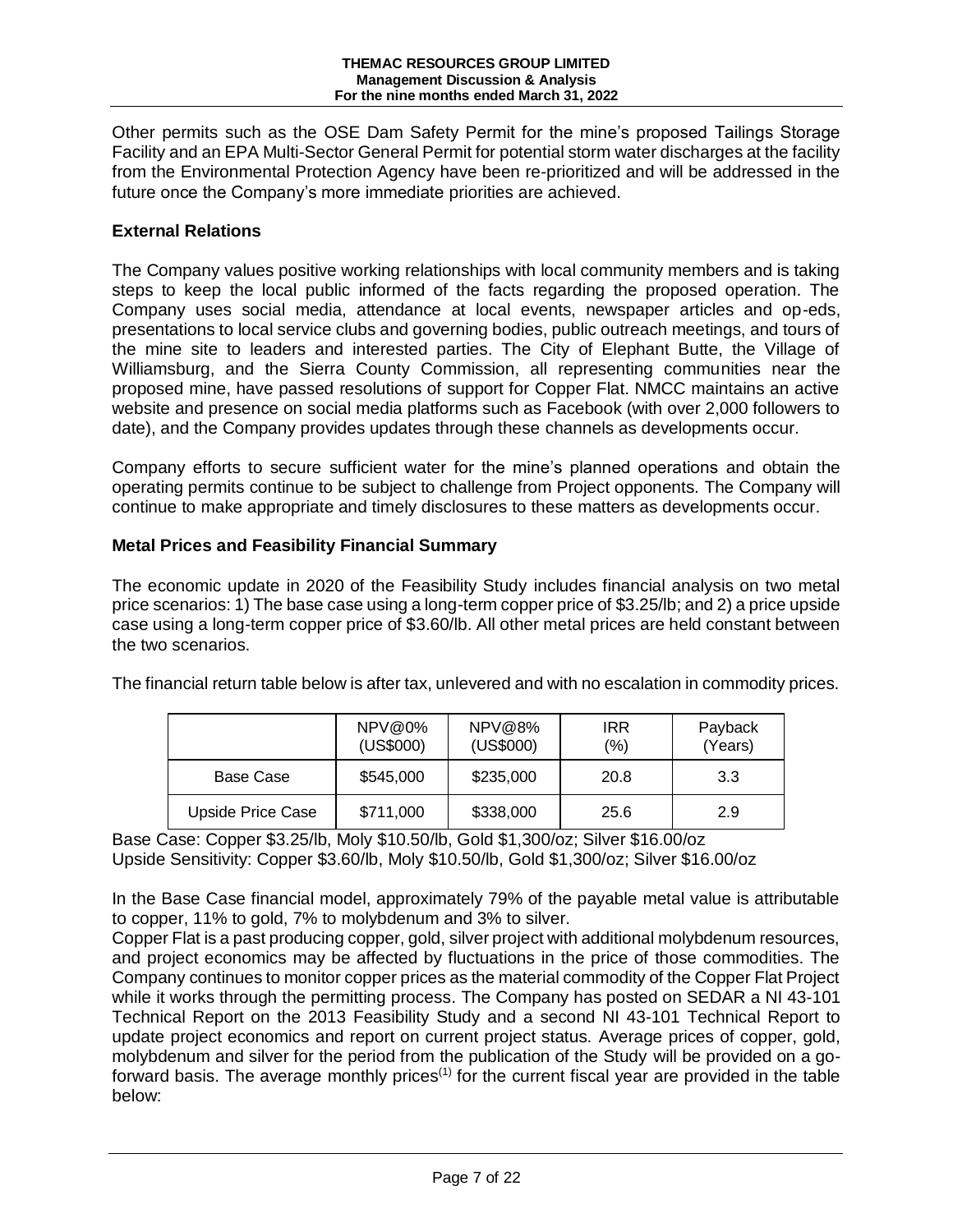Other permits such as the OSE Dam Safety Permit for the mine's proposed Tailings Storage Facility and an EPA Multi-Sector General Permit for potential storm water discharges at the facility from the Environmental Protection Agency have been re-prioritized and will be addressed in the future once the Company's more immediate priorities are achieved.

## External Relations

The Company values positive working relationships with local community members and is taking steps to keep the local public informed of the facts regarding the proposed operation. The Company uses social media, attendance at local events, newspaper articles and op-eds, presentations to local service clubs and governing bodies, public outreach meetings, and tours of the mine site to leaders and interested parties. The City of Elephant Butte, the Village of Williamsburg, and the Sierra County Commission, all representing communities near the proposed mine, have passed resolutions of support for Copper Flat. NMCC maintains an active website and presence on social media platforms such as Facebook (with over 2,000 followers to date), and the Company provides updates through these channels as developments occur.

Company efforts to secure sufficient water for the mine's planned operations and obtain the operating permits continue to be subject to challenge from Project opponents. The Company will continue to make appropriate and timely disclosures to these matters as developments occur.

## Metal Prices and Feasibility Financial Summary

The economic update in 2020 of the Feasibility Study includes financial analysis on two metal price scenarios: 1) The base case using a long-term copper price of $3.25/lb; and 2) a price upside case using a long-term copper price of $3.60/lb. All other metal prices are held constant between the two scenarios.

The financial return table below is after tax, unlevered and with no escalation in commodity prices.

| | NPV@0% (US$000) | NPV@8% (US$000) | IRR (%) | Payback (Years) |
|---|---|---|---|---|
| Base Case | $545,000 | $235,000 | 20.8 | 3.3 |
| Upside Price Case | $711,000 | $338,000 | 25.6 | 2.9 |

Base Case: Copper $3.25/lb, Moly $10.50/lb, Gold $1,300/oz; Silver $16.00/oz
Upside Sensitivity: Copper $3.60/lb, Moly $10.50/lb, Gold $1,300/oz; Silver $16.00/oz

In the Base Case financial model, approximately 79% of the payable metal value is attributable to copper, 11% to gold, 7% to molybdenum and 3% to silver.

Copper Flat is a past producing copper, gold, silver project with additional molybdenum resources, and project economics may be affected by fluctuations in the price of those commodities. The Company continues to monitor copper prices as the material commodity of the Copper Flat Project while it works through the permitting process. The Company has posted on SEDAR a NI 43-101 Technical Report on the 2013 Feasibility Study and a second NI 43-101 Technical Report to update project economics and report on current project status. Average prices of copper, gold, molybdenum and silver for the period from the publication of the Study will be provided on a go-forward basis. The average monthly prices[1] for the current fiscal year are provided in the table below: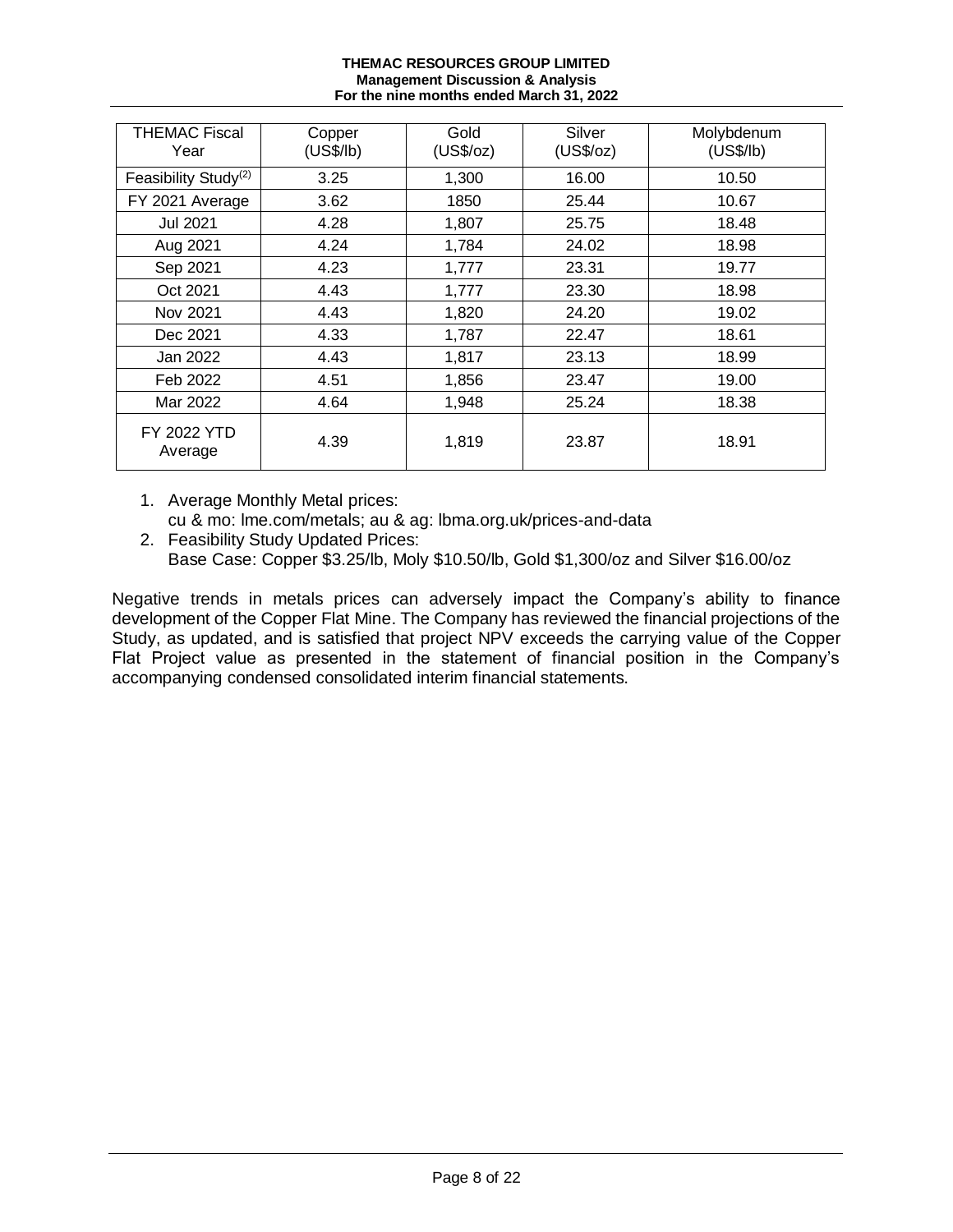| THEMAC Fiscal Year | Copper (US$/lb) | Gold (US$/oz) | Silver (US$/oz) | Molybdenum (US$/lb) |
|---|---|---|---|---|
| Feasibility Study[(2)] | 3.25 | 1,300 | 16.00 | 10.50 |
| FY 2021 Average | 3.62 | 1850 | 25.44 | 10.67 |
| Jul 2021 | 4.28 | 1,807 | 25.75 | 18.48 |
| Aug 2021 | 4.24 | 1,784 | 24.02 | 18.98 |
| Sep 2021 | 4.23 | 1,777 | 23.31 | 19.77 |
| Oct 2021 | 4.43 | 1,777 | 23.30 | 18.98 |
| Nov 2021 | 4.43 | 1,820 | 24.20 | 19.02 |
| Dec 2021 | 4.33 | 1,787 | 22.47 | 18.61 |
| Jan 2022 | 4.43 | 1,817 | 23.13 | 18.99 |
| Feb 2022 | 4.51 | 1,856 | 23.47 | 19.00 |
| Mar 2022 | 4.64 | 1,948 | 25.24 | 18.38 |
| FY 2022 YTD Average | 4.39 | 1,819 | 23.87 | 18.91 |

1. Average Monthly Metal prices:
   cu & mo: lme.com/metals; au & ag: lbma.org.uk/prices-and-data
2. Feasibility Study Updated Prices:
   Base Case: Copper $3.25/lb, Moly $10.50/lb, Gold $1,300/oz and Silver $16.00/oz

Negative trends in metals prices can adversely impact the Company's ability to finance development of the Copper Flat Mine. The Company has reviewed the financial projections of the Study, as updated, and is satisfied that project NPV exceeds the carrying value of the Copper Flat Project value as presented in the statement of financial position in the Company's accompanying condensed consolidated interim financial statements.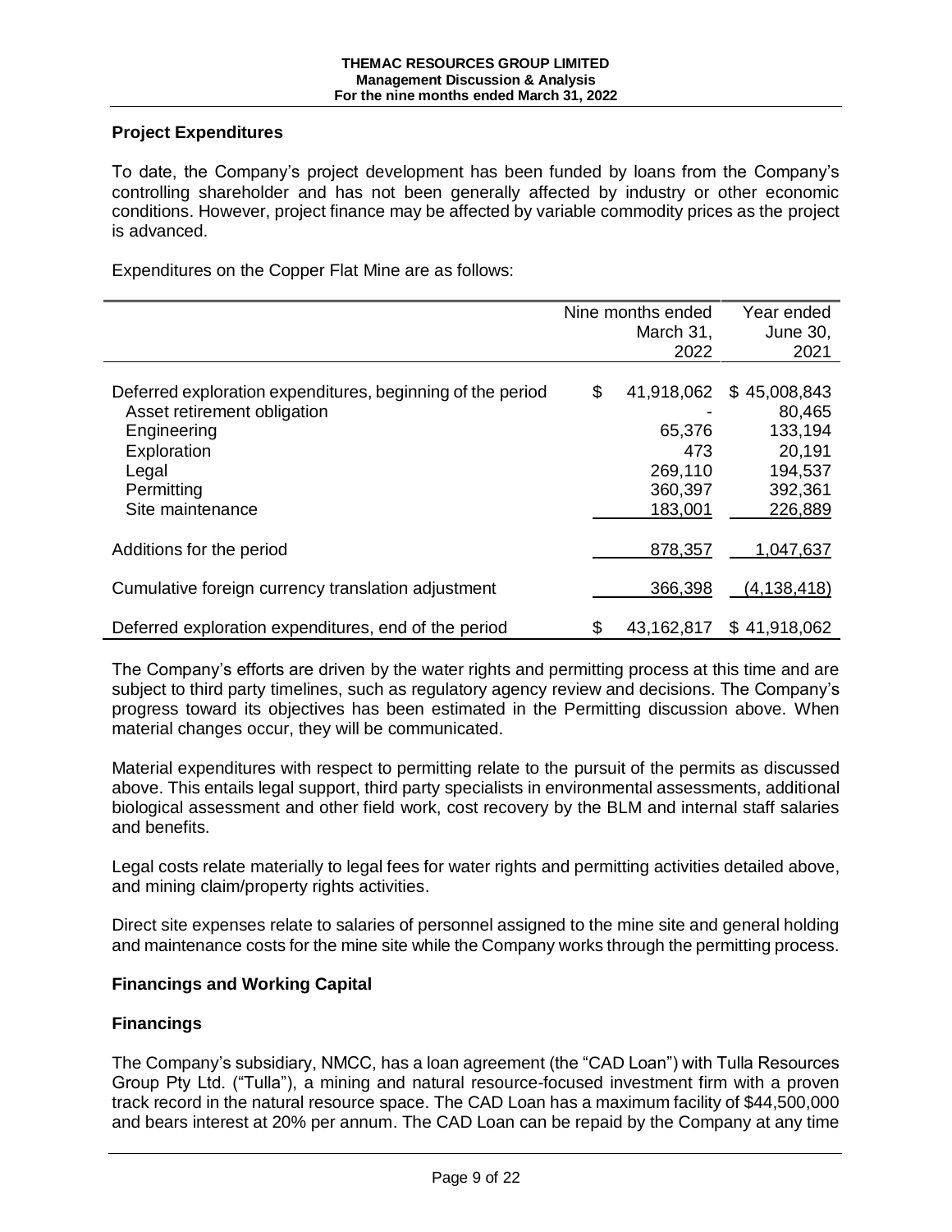## Project Expenditures

To date, the Company's project development has been funded by loans from the Company's controlling shareholder and has not been generally affected by industry or other economic conditions. However, project finance may be affected by variable commodity prices as the project is advanced.

Expenditures on the Copper Flat Mine are as follows:

| | Nine months ended March 31, 2022 | Year ended June 30, 2021 |
|---|---|---|
| Deferred exploration expenditures, beginning of the period | $ 41,918,062 | $ 45,008,843 |
| Asset retirement obligation | - | 80,465 |
| Engineering | 65,376 | 133,194 |
| Exploration | 473 | 20,191 |
| Legal | 269,110 | 194,537 |
| Permitting | 360,397 | 392,361 |
| Site maintenance | 183,001 | 226,889 |
| Additions for the period | 878,357 | 1,047,637 |
| Cumulative foreign currency translation adjustment | 366,398 | (4,138,418) |
| Deferred exploration expenditures, end of the period | $ 43,162,817 | $ 41,918,062 |

The Company's efforts are driven by the water rights and permitting process at this time and are subject to third party timelines, such as regulatory agency review and decisions. The Company's progress toward its objectives has been estimated in the Permitting discussion above. When material changes occur, they will be communicated.

Material expenditures with respect to permitting relate to the pursuit of the permits as discussed above. This entails legal support, third party specialists in environmental assessments, additional biological assessment and other field work, cost recovery by the BLM and internal staff salaries and benefits.

Legal costs relate materially to legal fees for water rights and permitting activities detailed above, and mining claim/property rights activities.

Direct site expenses relate to salaries of personnel assigned to the mine site and general holding and maintenance costs for the mine site while the Company works through the permitting process.

## Financings and Working Capital

## Financings

The Company's subsidiary, NMCC, has a loan agreement (the "CAD Loan") with Tulla Resources Group Pty Ltd. ("Tulla"), a mining and natural resource-focused investment firm with a proven track record in the natural resource space. The CAD Loan has a maximum facility of $44,500,000 and bears interest at 20% per annum. The CAD Loan can be repaid by the Company at any time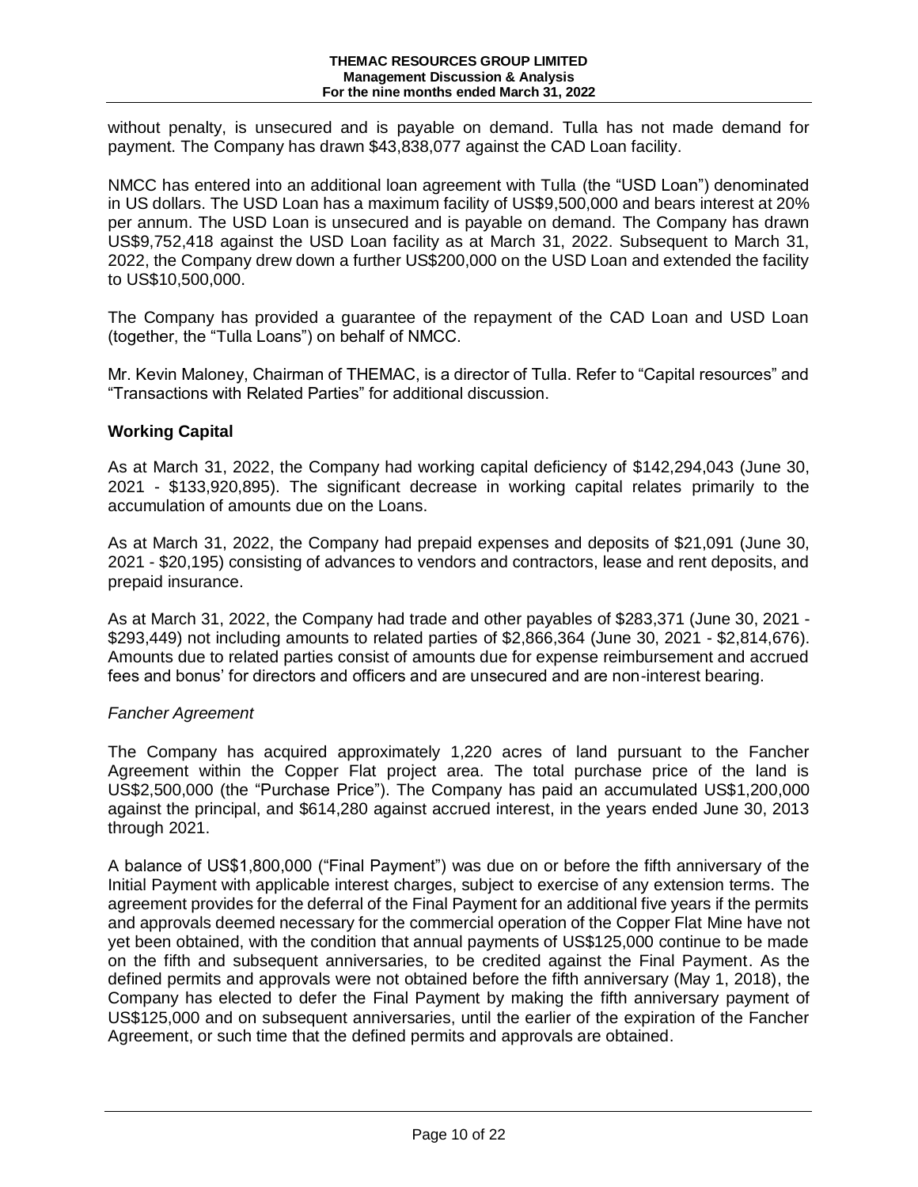without penalty, is unsecured and is payable on demand. Tulla has not made demand for payment. The Company has drawn $43,838,077 against the CAD Loan facility.

NMCC has entered into an additional loan agreement with Tulla (the "USD Loan") denominated in US dollars. The USD Loan has a maximum facility of US$9,500,000 and bears interest at 20% per annum. The USD Loan is unsecured and is payable on demand. The Company has drawn US$9,752,418 against the USD Loan facility as at March 31, 2022. Subsequent to March 31, 2022, the Company drew down a further US$200,000 on the USD Loan and extended the facility to US$10,500,000.

The Company has provided a guarantee of the repayment of the CAD Loan and USD Loan (together, the "Tulla Loans") on behalf of NMCC.

Mr. Kevin Maloney, Chairman of THEMAC, is a director of Tulla. Refer to "Capital resources" and "Transactions with Related Parties" for additional discussion.

## Working Capital

As at March 31, 2022, the Company had working capital deficiency of $142,294,043 (June 30, 2021 - $133,920,895). The significant decrease in working capital relates primarily to the accumulation of amounts due on the Loans.

As at March 31, 2022, the Company had prepaid expenses and deposits of $21,091 (June 30, 2021 - $20,195) consisting of advances to vendors and contractors, lease and rent deposits, and prepaid insurance.

As at March 31, 2022, the Company had trade and other payables of $283,371 (June 30, 2021 - $293,449) not including amounts to related parties of $2,866,364 (June 30, 2021 - $2,814,676). Amounts due to related parties consist of amounts due for expense reimbursement and accrued fees and bonus' for directors and officers and are unsecured and are non-interest bearing.

*Fancher Agreement*

The Company has acquired approximately 1,220 acres of land pursuant to the Fancher Agreement within the Copper Flat project area. The total purchase price of the land is US$2,500,000 (the "Purchase Price"). The Company has paid an accumulated US$1,200,000 against the principal, and $614,280 against accrued interest, in the years ended June 30, 2013 through 2021.

A balance of US$1,800,000 ("Final Payment") was due on or before the fifth anniversary of the Initial Payment with applicable interest charges, subject to exercise of any extension terms. The agreement provides for the deferral of the Final Payment for an additional five years if the permits and approvals deemed necessary for the commercial operation of the Copper Flat Mine have not yet been obtained, with the condition that annual payments of US$125,000 continue to be made on the fifth and subsequent anniversaries, to be credited against the Final Payment. As the defined permits and approvals were not obtained before the fifth anniversary (May 1, 2018), the Company has elected to defer the Final Payment by making the fifth anniversary payment of US$125,000 and on subsequent anniversaries, until the earlier of the expiration of the Fancher Agreement, or such time that the defined permits and approvals are obtained.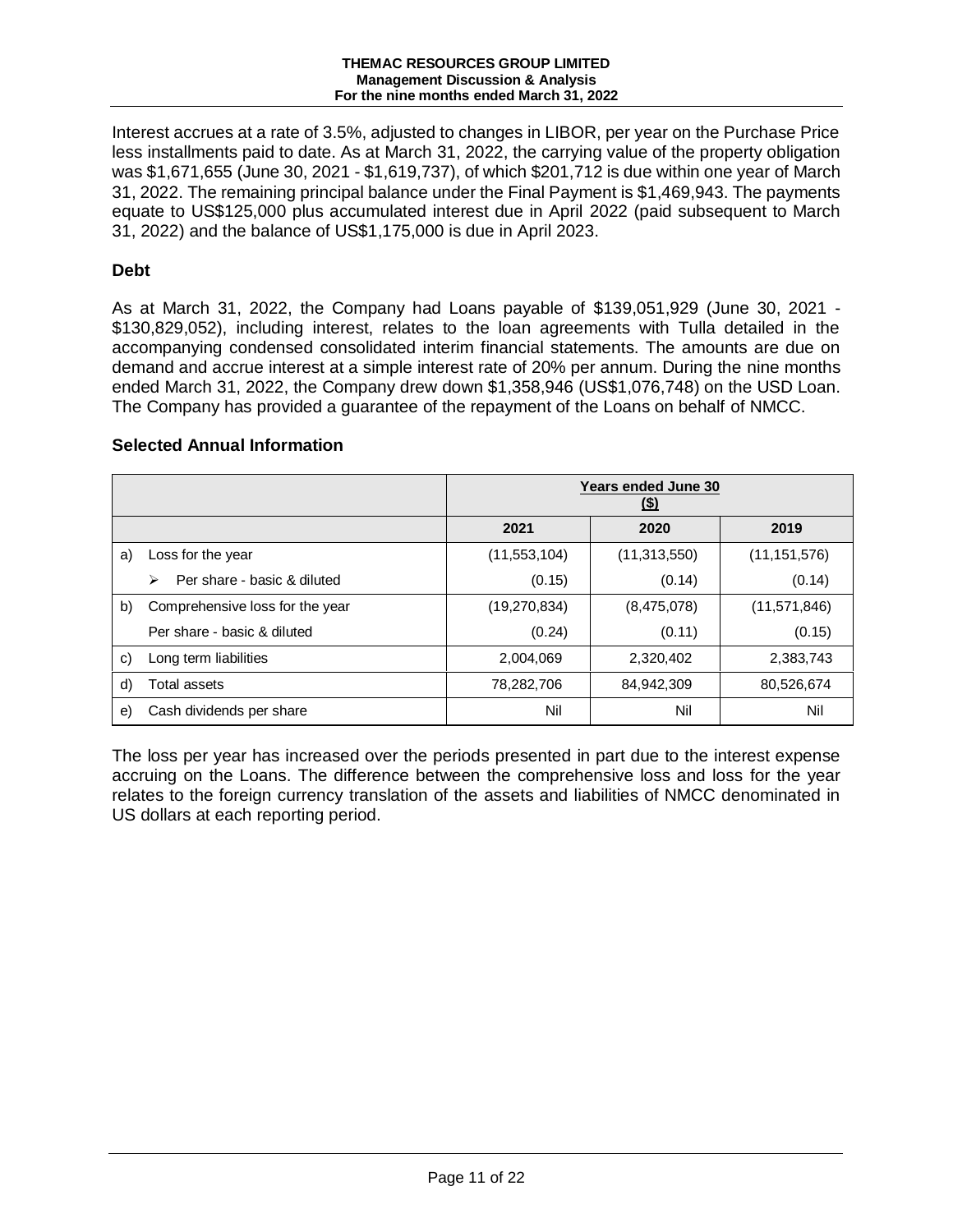Interest accrues at a rate of 3.5%, adjusted to changes in LIBOR, per year on the Purchase Price less installments paid to date. As at March 31, 2022, the carrying value of the property obligation was $1,671,655 (June 30, 2021 - $1,619,737), of which $201,712 is due within one year of March 31, 2022. The remaining principal balance under the Final Payment is $1,469,943. The payments equate to US$125,000 plus accumulated interest due in April 2022 (paid subsequent to March 31, 2022) and the balance of US$1,175,000 is due in April 2023.

### Debt

As at March 31, 2022, the Company had Loans payable of $139,051,929 (June 30, 2021 - $130,829,052), including interest, relates to the loan agreements with Tulla detailed in the accompanying condensed consolidated interim financial statements. The amounts are due on demand and accrue interest at a simple interest rate of 20% per annum. During the nine months ended March 31, 2022, the Company drew down $1,358,946 (US$1,076,748) on the USD Loan. The Company has provided a guarantee of the repayment of the Loans on behalf of NMCC.

### Selected Annual Information

| | | Years ended June 30 ($) | | |
|---|---|---|---|---|
| | | 2021 | 2020 | 2019 |
| a) | Loss for the year | (11,553,104) | (11,313,550) | (11,151,576) |
| | ➢ Per share - basic & diluted | (0.15) | (0.14) | (0.14) |
| b) | Comprehensive loss for the year | (19,270,834) | (8,475,078) | (11,571,846) |
| | Per share - basic & diluted | (0.24) | (0.11) | (0.15) |
| c) | Long term liabilities | 2,004,069 | 2,320,402 | 2,383,743 |
| d) | Total assets | 78,282,706 | 84,942,309 | 80,526,674 |
| e) | Cash dividends per share | Nil | Nil | Nil |

The loss per year has increased over the periods presented in part due to the interest expense accruing on the Loans. The difference between the comprehensive loss and loss for the year relates to the foreign currency translation of the assets and liabilities of NMCC denominated in US dollars at each reporting period.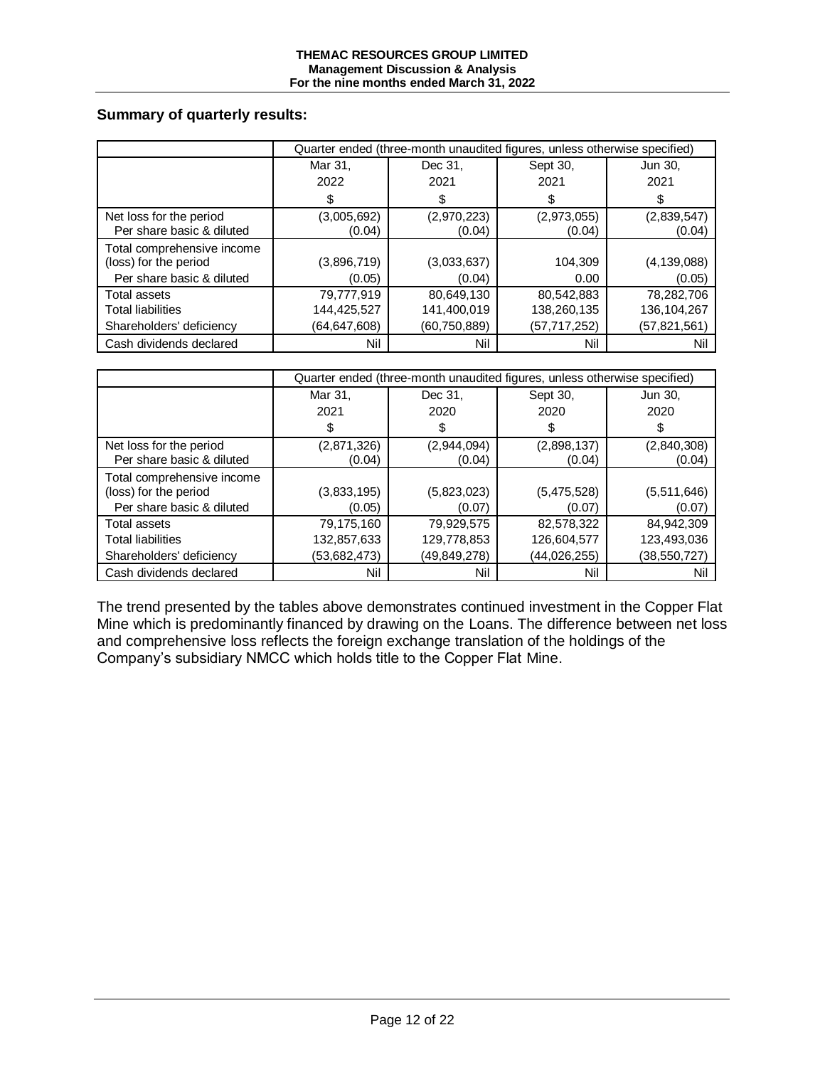## Summary of quarterly results:

| | Quarter ended (three-month unaudited figures, unless otherwise specified) | | | |
|---|---|---|---|---|
| | Mar 31, 2022 | Dec 31, 2021 | Sept 30, 2021 | Jun 30, 2021 |
| | $ | $ | $ | $ |
| Net loss for the period | (3,005,692) | (2,970,223) | (2,973,055) | (2,839,547) |
| Per share basic & diluted | (0.04) | (0.04) | (0.04) | (0.04) |
| Total comprehensive income (loss) for the period | (3,896,719) | (3,033,637) | 104,309 | (4,139,088) |
| Per share basic & diluted | (0.05) | (0.04) | 0.00 | (0.05) |
| Total assets | 79,777,919 | 80,649,130 | 80,542,883 | 78,282,706 |
| Total liabilities | 144,425,527 | 141,400,019 | 138,260,135 | 136,104,267 |
| Shareholders' deficiency | (64,647,608) | (60,750,889) | (57,717,252) | (57,821,561) |
| Cash dividends declared | Nil | Nil | Nil | Nil |

| | Quarter ended (three-month unaudited figures, unless otherwise specified) | | | |
|---|---|---|---|---|
| | Mar 31, 2021 | Dec 31, 2020 | Sept 30, 2020 | Jun 30, 2020 |
| | $ | $ | $ | $ |
| Net loss for the period | (2,871,326) | (2,944,094) | (2,898,137) | (2,840,308) |
| Per share basic & diluted | (0.04) | (0.04) | (0.04) | (0.04) |
| Total comprehensive income (loss) for the period | (3,833,195) | (5,823,023) | (5,475,528) | (5,511,646) |
| Per share basic & diluted | (0.05) | (0.07) | (0.07) | (0.07) |
| Total assets | 79,175,160 | 79,929,575 | 82,578,322 | 84,942,309 |
| Total liabilities | 132,857,633 | 129,778,853 | 126,604,577 | 123,493,036 |
| Shareholders' deficiency | (53,682,473) | (49,849,278) | (44,026,255) | (38,550,727) |
| Cash dividends declared | Nil | Nil | Nil | Nil |

The trend presented by the tables above demonstrates continued investment in the Copper Flat Mine which is predominantly financed by drawing on the Loans. The difference between net loss and comprehensive loss reflects the foreign exchange translation of the holdings of the Company's subsidiary NMCC which holds title to the Copper Flat Mine.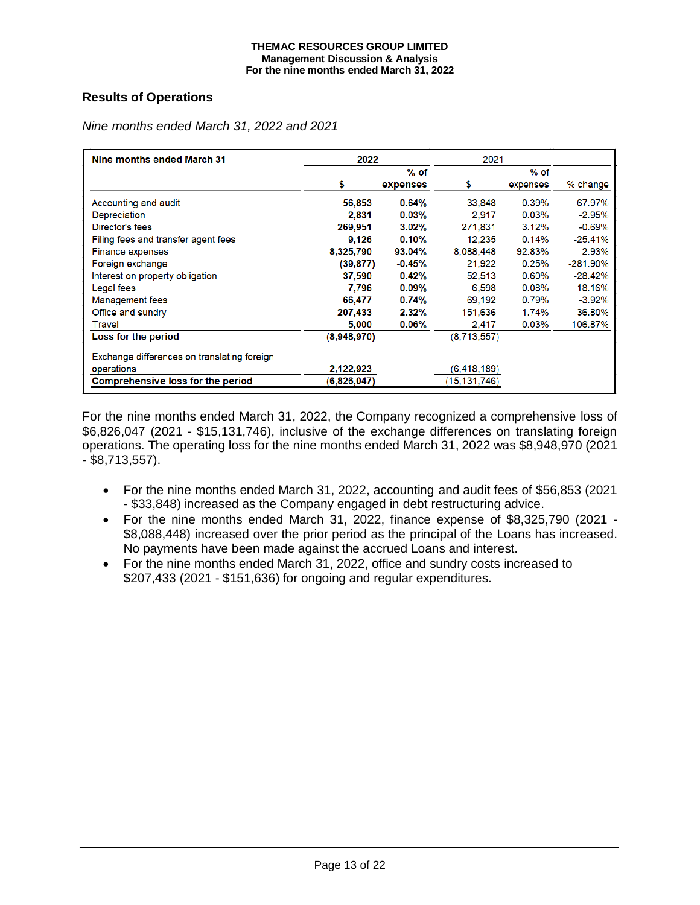## Results of Operations

*Nine months ended March 31, 2022 and 2021*

| Nine months ended March 31 | 2022 | | 2021 | | |
|---|---|---|---|---|---|
| | $ | % of expenses | $ | % of expenses | % change |
| Accounting and audit | **56,853** | **0.64%** | 33,848 | 0.39% | 67.97% |
| Depreciation | **2,831** | **0.03%** | 2,917 | 0.03% | -2.95% |
| Director's fees | **269,951** | **3.02%** | 271,831 | 3.12% | -0.69% |
| Filing fees and transfer agent fees | **9,126** | **0.10%** | 12,235 | 0.14% | -25.41% |
| Finance expenses | **8,325,790** | **93.04%** | 8,088,448 | 92.83% | 2.93% |
| Foreign exchange | **(39,877)** | **-0.45%** | 21,922 | 0.25% | -281.90% |
| Interest on property obligation | **37,590** | **0.42%** | 52,513 | 0.60% | -28.42% |
| Legal fees | **7,796** | **0.09%** | 6,598 | 0.08% | 18.16% |
| Management fees | **66,477** | **0.74%** | 69,192 | 0.79% | -3.92% |
| Office and sundry | **207,433** | **2.32%** | 151,636 | 1.74% | 36.80% |
| Travel | **5,000** | **0.06%** | 2,417 | 0.03% | 106.87% |
| **Loss for the period** | **(8,948,970)** | | (8,713,557) | | |
| Exchange differences on translating foreign operations | **2,122,923** | | (6,418,189) | | |
| **Comprehensive loss for the period** | **(6,826,047)** | | (15,131,746) | | |

For the nine months ended March 31, 2022, the Company recognized a comprehensive loss of $6,826,047 (2021 - $15,131,746), inclusive of the exchange differences on translating foreign operations. The operating loss for the nine months ended March 31, 2022 was $8,948,970 (2021 - $8,713,557).

- For the nine months ended March 31, 2022, accounting and audit fees of $56,853 (2021 - $33,848) increased as the Company engaged in debt restructuring advice.
- For the nine months ended March 31, 2022, finance expense of $8,325,790 (2021 - $8,088,448) increased over the prior period as the principal of the Loans has increased. No payments have been made against the accrued Loans and interest.
- For the nine months ended March 31, 2022, office and sundry costs increased to $207,433 (2021 - $151,636) for ongoing and regular expenditures.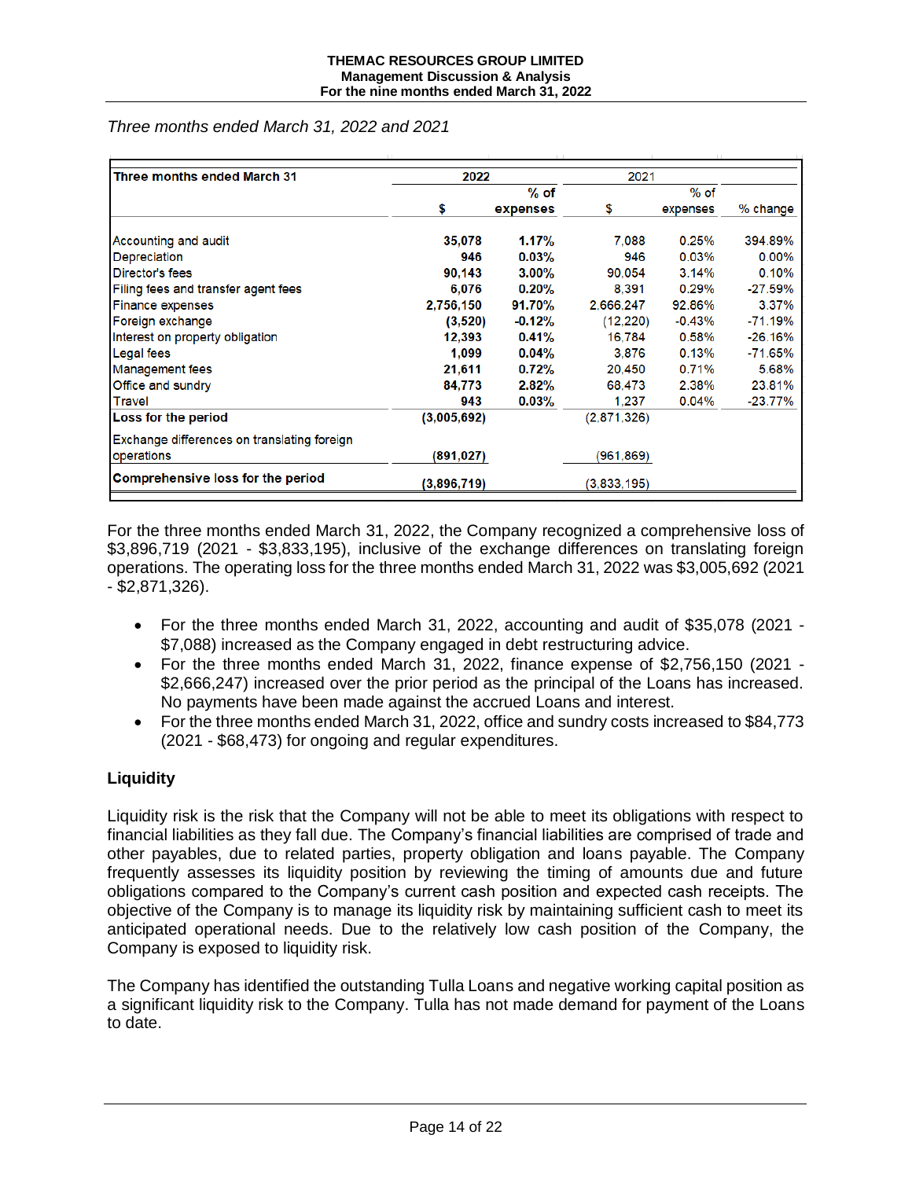*Three months ended March 31, 2022 and 2021*

| Three months ended March 31 | 2022 | | 2021 | | |
|---|---|---|---|---|---|
| | $ | % of expenses | $ | % of expenses | % change |
| Accounting and audit | **35,078** | **1.17%** | 7,088 | 0.25% | 394.89% |
| Depreciation | **946** | **0.03%** | 946 | 0.03% | 0.00% |
| Director's fees | **90,143** | **3.00%** | 90,054 | 3.14% | 0.10% |
| Filing fees and transfer agent fees | **6,076** | **0.20%** | 8,391 | 0.29% | -27.59% |
| Finance expenses | **2,756,150** | **91.70%** | 2,666,247 | 92.86% | 3.37% |
| Foreign exchange | **(3,520)** | **-0.12%** | (12,220) | -0.43% | -71.19% |
| Interest on property obligation | **12,393** | **0.41%** | 16,784 | 0.58% | -26.16% |
| Legal fees | **1,099** | **0.04%** | 3,876 | 0.13% | -71.65% |
| Management fees | **21,611** | **0.72%** | 20,450 | 0.71% | 5.68% |
| Office and sundry | **84,773** | **2.82%** | 68,473 | 2.38% | 23.81% |
| Travel | **943** | **0.03%** | 1,237 | 0.04% | -23.77% |
| **Loss for the period** | **(3,005,692)** | | (2,871,326) | | |
| Exchange differences on translating foreign operations | **(891,027)** | | (961,869) | | |
| **Comprehensive loss for the period** | **(3,896,719)** | | (3,833,195) | | |

For the three months ended March 31, 2022, the Company recognized a comprehensive loss of $3,896,719 (2021 - $3,833,195), inclusive of the exchange differences on translating foreign operations. The operating loss for the three months ended March 31, 2022 was $3,005,692 (2021 - $2,871,326).

- For the three months ended March 31, 2022, accounting and audit of $35,078 (2021 - $7,088) increased as the Company engaged in debt restructuring advice.
- For the three months ended March 31, 2022, finance expense of $2,756,150 (2021 - $2,666,247) increased over the prior period as the principal of the Loans has increased. No payments have been made against the accrued Loans and interest.
- For the three months ended March 31, 2022, office and sundry costs increased to $84,773 (2021 - $68,473) for ongoing and regular expenditures.

## Liquidity

Liquidity risk is the risk that the Company will not be able to meet its obligations with respect to financial liabilities as they fall due. The Company's financial liabilities are comprised of trade and other payables, due to related parties, property obligation and loans payable. The Company frequently assesses its liquidity position by reviewing the timing of amounts due and future obligations compared to the Company's current cash position and expected cash receipts. The objective of the Company is to manage its liquidity risk by maintaining sufficient cash to meet its anticipated operational needs. Due to the relatively low cash position of the Company, the Company is exposed to liquidity risk.

The Company has identified the outstanding Tulla Loans and negative working capital position as a significant liquidity risk to the Company. Tulla has not made demand for payment of the Loans to date.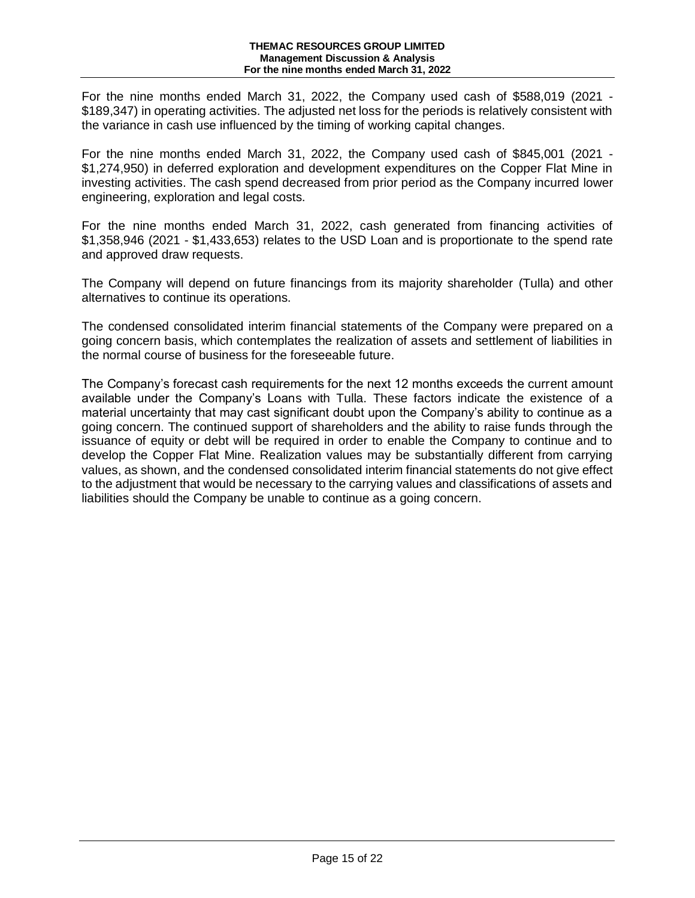For the nine months ended March 31, 2022, the Company used cash of $588,019 (2021 - $189,347) in operating activities. The adjusted net loss for the periods is relatively consistent with the variance in cash use influenced by the timing of working capital changes.

For the nine months ended March 31, 2022, the Company used cash of $845,001 (2021 - $1,274,950) in deferred exploration and development expenditures on the Copper Flat Mine in investing activities. The cash spend decreased from prior period as the Company incurred lower engineering, exploration and legal costs.

For the nine months ended March 31, 2022, cash generated from financing activities of $1,358,946 (2021 - $1,433,653) relates to the USD Loan and is proportionate to the spend rate and approved draw requests.

The Company will depend on future financings from its majority shareholder (Tulla) and other alternatives to continue its operations.

The condensed consolidated interim financial statements of the Company were prepared on a going concern basis, which contemplates the realization of assets and settlement of liabilities in the normal course of business for the foreseeable future.

The Company's forecast cash requirements for the next 12 months exceeds the current amount available under the Company's Loans with Tulla. These factors indicate the existence of a material uncertainty that may cast significant doubt upon the Company's ability to continue as a going concern. The continued support of shareholders and the ability to raise funds through the issuance of equity or debt will be required in order to enable the Company to continue and to develop the Copper Flat Mine. Realization values may be substantially different from carrying values, as shown, and the condensed consolidated interim financial statements do not give effect to the adjustment that would be necessary to the carrying values and classifications of assets and liabilities should the Company be unable to continue as a going concern.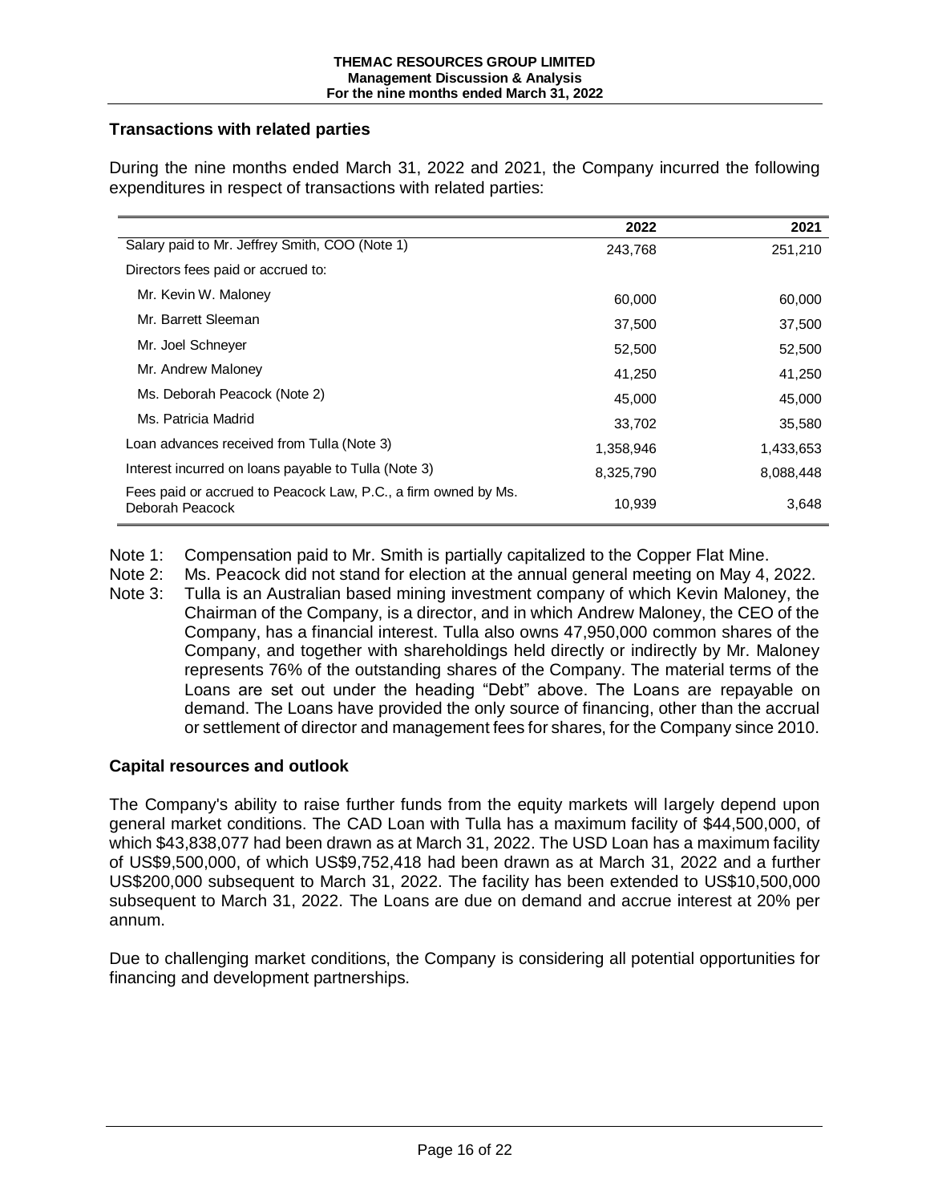## Transactions with related parties

During the nine months ended March 31, 2022 and 2021, the Company incurred the following expenditures in respect of transactions with related parties:

| | 2022 | 2021 |
|---|---|---|
| Salary paid to Mr. Jeffrey Smith, COO (Note 1) | 243,768 | 251,210 |
| Directors fees paid or accrued to: | | |
| Mr. Kevin W. Maloney | 60,000 | 60,000 |
| Mr. Barrett Sleeman | 37,500 | 37,500 |
| Mr. Joel Schneyer | 52,500 | 52,500 |
| Mr. Andrew Maloney | 41,250 | 41,250 |
| Ms. Deborah Peacock (Note 2) | 45,000 | 45,000 |
| Ms. Patricia Madrid | 33,702 | 35,580 |
| Loan advances received from Tulla (Note 3) | 1,358,946 | 1,433,653 |
| Interest incurred on loans payable to Tulla (Note 3) | 8,325,790 | 8,088,448 |
| Fees paid or accrued to Peacock Law, P.C., a firm owned by Ms. Deborah Peacock | 10,939 | 3,648 |

Note 1: Compensation paid to Mr. Smith is partially capitalized to the Copper Flat Mine.

Note 2: Ms. Peacock did not stand for election at the annual general meeting on May 4, 2022.

Note 3: Tulla is an Australian based mining investment company of which Kevin Maloney, the Chairman of the Company, is a director, and in which Andrew Maloney, the CEO of the Company, has a financial interest. Tulla also owns 47,950,000 common shares of the Company, and together with shareholdings held directly or indirectly by Mr. Maloney represents 76% of the outstanding shares of the Company. The material terms of the Loans are set out under the heading "Debt" above. The Loans are repayable on demand. The Loans have provided the only source of financing, other than the accrual or settlement of director and management fees for shares, for the Company since 2010.

## Capital resources and outlook

The Company's ability to raise further funds from the equity markets will largely depend upon general market conditions. The CAD Loan with Tulla has a maximum facility of $44,500,000, of which $43,838,077 had been drawn as at March 31, 2022. The USD Loan has a maximum facility of US$9,500,000, of which US$9,752,418 had been drawn as at March 31, 2022 and a further US$200,000 subsequent to March 31, 2022. The facility has been extended to US$10,500,000 subsequent to March 31, 2022. The Loans are due on demand and accrue interest at 20% per annum.

Due to challenging market conditions, the Company is considering all potential opportunities for financing and development partnerships.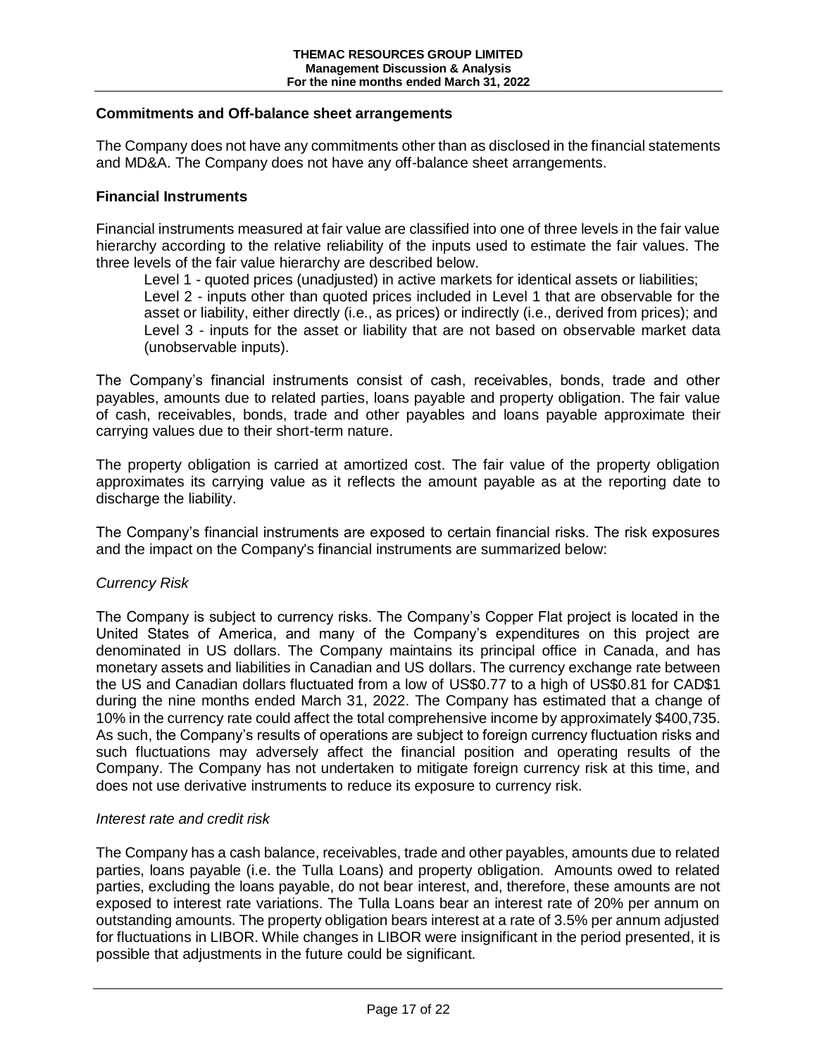## Commitments and Off-balance sheet arrangements

The Company does not have any commitments other than as disclosed in the financial statements and MD&A. The Company does not have any off-balance sheet arrangements.

## Financial Instruments

Financial instruments measured at fair value are classified into one of three levels in the fair value hierarchy according to the relative reliability of the inputs used to estimate the fair values. The three levels of the fair value hierarchy are described below.

Level 1 - quoted prices (unadjusted) in active markets for identical assets or liabilities;
Level 2 - inputs other than quoted prices included in Level 1 that are observable for the asset or liability, either directly (i.e., as prices) or indirectly (i.e., derived from prices); and
Level 3 - inputs for the asset or liability that are not based on observable market data (unobservable inputs).

The Company's financial instruments consist of cash, receivables, bonds, trade and other payables, amounts due to related parties, loans payable and property obligation. The fair value of cash, receivables, bonds, trade and other payables and loans payable approximate their carrying values due to their short-term nature.

The property obligation is carried at amortized cost. The fair value of the property obligation approximates its carrying value as it reflects the amount payable as at the reporting date to discharge the liability.

The Company's financial instruments are exposed to certain financial risks. The risk exposures and the impact on the Company's financial instruments are summarized below:

### *Currency Risk*

The Company is subject to currency risks. The Company's Copper Flat project is located in the United States of America, and many of the Company's expenditures on this project are denominated in US dollars. The Company maintains its principal office in Canada, and has monetary assets and liabilities in Canadian and US dollars. The currency exchange rate between the US and Canadian dollars fluctuated from a low of US$0.77 to a high of US$0.81 for CAD$1 during the nine months ended March 31, 2022. The Company has estimated that a change of 10% in the currency rate could affect the total comprehensive income by approximately $400,735. As such, the Company's results of operations are subject to foreign currency fluctuation risks and such fluctuations may adversely affect the financial position and operating results of the Company. The Company has not undertaken to mitigate foreign currency risk at this time, and does not use derivative instruments to reduce its exposure to currency risk.

### *Interest rate and credit risk*

The Company has a cash balance, receivables, trade and other payables, amounts due to related parties, loans payable (i.e. the Tulla Loans) and property obligation. Amounts owed to related parties, excluding the loans payable, do not bear interest, and, therefore, these amounts are not exposed to interest rate variations. The Tulla Loans bear an interest rate of 20% per annum on outstanding amounts. The property obligation bears interest at a rate of 3.5% per annum adjusted for fluctuations in LIBOR. While changes in LIBOR were insignificant in the period presented, it is possible that adjustments in the future could be significant.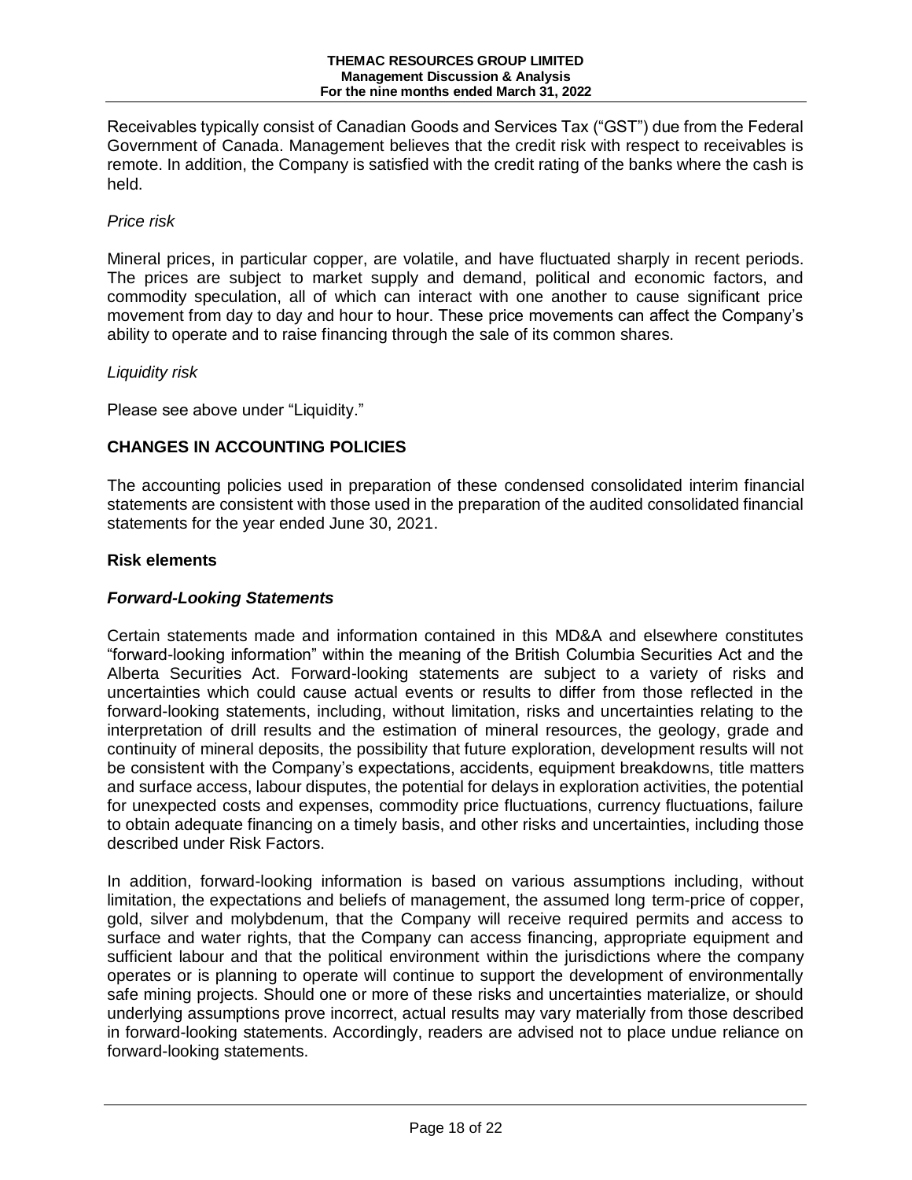Receivables typically consist of Canadian Goods and Services Tax ("GST") due from the Federal Government of Canada. Management believes that the credit risk with respect to receivables is remote. In addition, the Company is satisfied with the credit rating of the banks where the cash is held.

*Price risk*

Mineral prices, in particular copper, are volatile, and have fluctuated sharply in recent periods. The prices are subject to market supply and demand, political and economic factors, and commodity speculation, all of which can interact with one another to cause significant price movement from day to day and hour to hour. These price movements can affect the Company's ability to operate and to raise financing through the sale of its common shares.

*Liquidity risk*

Please see above under "Liquidity."

## CHANGES IN ACCOUNTING POLICIES

The accounting policies used in preparation of these condensed consolidated interim financial statements are consistent with those used in the preparation of the audited consolidated financial statements for the year ended June 30, 2021.

### Risk elements

#### *Forward-Looking Statements*

Certain statements made and information contained in this MD&A and elsewhere constitutes "forward-looking information" within the meaning of the British Columbia Securities Act and the Alberta Securities Act. Forward-looking statements are subject to a variety of risks and uncertainties which could cause actual events or results to differ from those reflected in the forward-looking statements, including, without limitation, risks and uncertainties relating to the interpretation of drill results and the estimation of mineral resources, the geology, grade and continuity of mineral deposits, the possibility that future exploration, development results will not be consistent with the Company's expectations, accidents, equipment breakdowns, title matters and surface access, labour disputes, the potential for delays in exploration activities, the potential for unexpected costs and expenses, commodity price fluctuations, currency fluctuations, failure to obtain adequate financing on a timely basis, and other risks and uncertainties, including those described under Risk Factors.

In addition, forward-looking information is based on various assumptions including, without limitation, the expectations and beliefs of management, the assumed long term-price of copper, gold, silver and molybdenum, that the Company will receive required permits and access to surface and water rights, that the Company can access financing, appropriate equipment and sufficient labour and that the political environment within the jurisdictions where the company operates or is planning to operate will continue to support the development of environmentally safe mining projects. Should one or more of these risks and uncertainties materialize, or should underlying assumptions prove incorrect, actual results may vary materially from those described in forward-looking statements. Accordingly, readers are advised not to place undue reliance on forward-looking statements.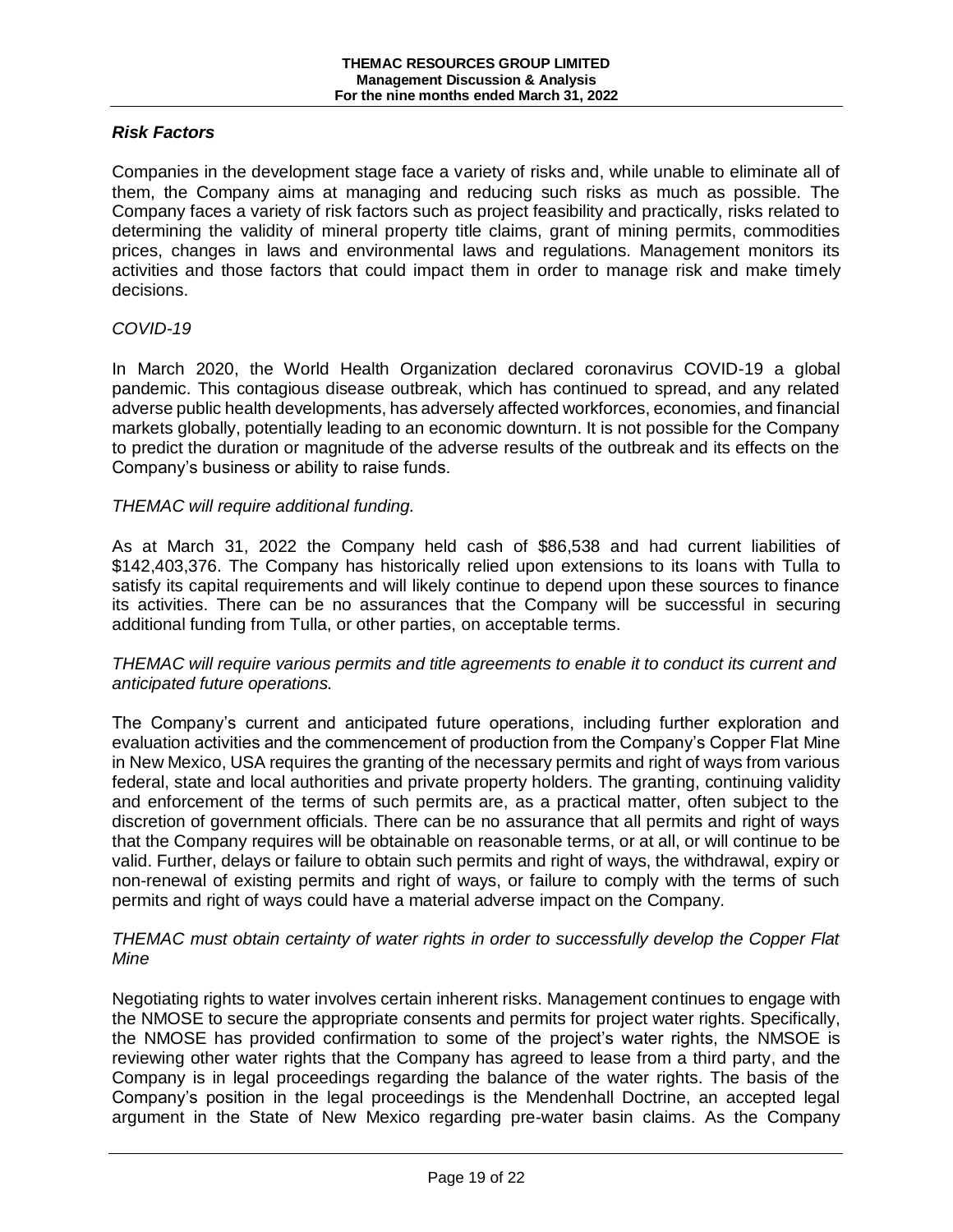## *Risk Factors*

Companies in the development stage face a variety of risks and, while unable to eliminate all of them, the Company aims at managing and reducing such risks as much as possible. The Company faces a variety of risk factors such as project feasibility and practically, risks related to determining the validity of mineral property title claims, grant of mining permits, commodities prices, changes in laws and environmental laws and regulations. Management monitors its activities and those factors that could impact them in order to manage risk and make timely decisions.

*COVID-19*

In March 2020, the World Health Organization declared coronavirus COVID-19 a global pandemic. This contagious disease outbreak, which has continued to spread, and any related adverse public health developments, has adversely affected workforces, economies, and financial markets globally, potentially leading to an economic downturn. It is not possible for the Company to predict the duration or magnitude of the adverse results of the outbreak and its effects on the Company's business or ability to raise funds.

*THEMAC will require additional funding.*

As at March 31, 2022 the Company held cash of $86,538 and had current liabilities of $142,403,376. The Company has historically relied upon extensions to its loans with Tulla to satisfy its capital requirements and will likely continue to depend upon these sources to finance its activities. There can be no assurances that the Company will be successful in securing additional funding from Tulla, or other parties, on acceptable terms.

*THEMAC will require various permits and title agreements to enable it to conduct its current and anticipated future operations.*

The Company's current and anticipated future operations, including further exploration and evaluation activities and the commencement of production from the Company's Copper Flat Mine in New Mexico, USA requires the granting of the necessary permits and right of ways from various federal, state and local authorities and private property holders. The granting, continuing validity and enforcement of the terms of such permits are, as a practical matter, often subject to the discretion of government officials. There can be no assurance that all permits and right of ways that the Company requires will be obtainable on reasonable terms, or at all, or will continue to be valid. Further, delays or failure to obtain such permits and right of ways, the withdrawal, expiry or non-renewal of existing permits and right of ways, or failure to comply with the terms of such permits and right of ways could have a material adverse impact on the Company.

*THEMAC must obtain certainty of water rights in order to successfully develop the Copper Flat Mine*

Negotiating rights to water involves certain inherent risks. Management continues to engage with the NMOSE to secure the appropriate consents and permits for project water rights. Specifically, the NMOSE has provided confirmation to some of the project's water rights, the NMSOE is reviewing other water rights that the Company has agreed to lease from a third party, and the Company is in legal proceedings regarding the balance of the water rights. The basis of the Company's position in the legal proceedings is the Mendenhall Doctrine, an accepted legal argument in the State of New Mexico regarding pre-water basin claims. As the Company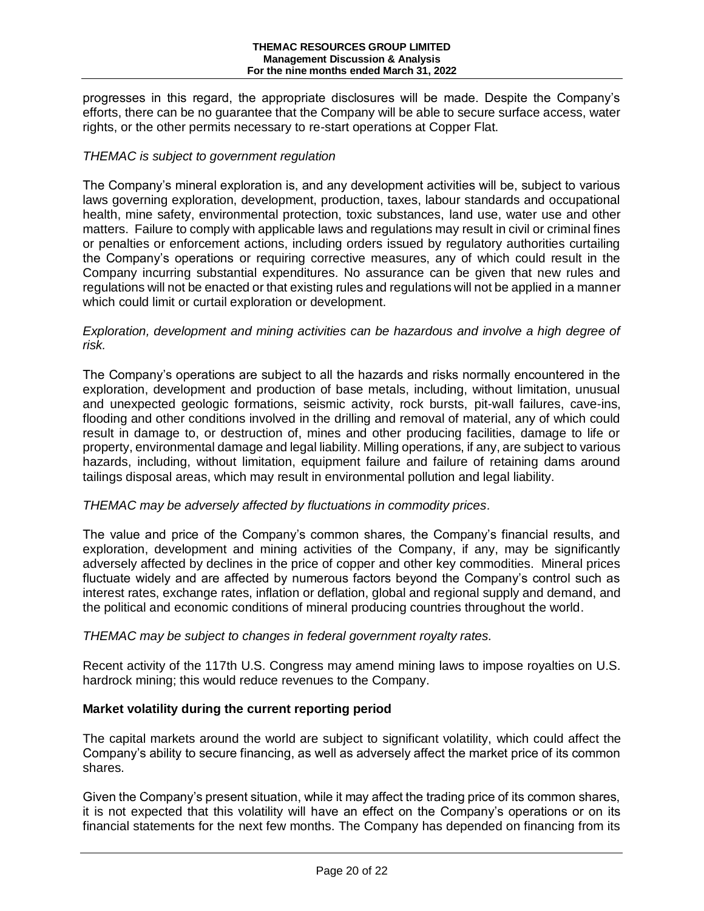progresses in this regard, the appropriate disclosures will be made. Despite the Company's efforts, there can be no guarantee that the Company will be able to secure surface access, water rights, or the other permits necessary to re-start operations at Copper Flat.

*THEMAC is subject to government regulation*

The Company's mineral exploration is, and any development activities will be, subject to various laws governing exploration, development, production, taxes, labour standards and occupational health, mine safety, environmental protection, toxic substances, land use, water use and other matters. Failure to comply with applicable laws and regulations may result in civil or criminal fines or penalties or enforcement actions, including orders issued by regulatory authorities curtailing the Company's operations or requiring corrective measures, any of which could result in the Company incurring substantial expenditures. No assurance can be given that new rules and regulations will not be enacted or that existing rules and regulations will not be applied in a manner which could limit or curtail exploration or development.

*Exploration, development and mining activities can be hazardous and involve a high degree of risk.*

The Company's operations are subject to all the hazards and risks normally encountered in the exploration, development and production of base metals, including, without limitation, unusual and unexpected geologic formations, seismic activity, rock bursts, pit-wall failures, cave-ins, flooding and other conditions involved in the drilling and removal of material, any of which could result in damage to, or destruction of, mines and other producing facilities, damage to life or property, environmental damage and legal liability. Milling operations, if any, are subject to various hazards, including, without limitation, equipment failure and failure of retaining dams around tailings disposal areas, which may result in environmental pollution and legal liability.

*THEMAC may be adversely affected by fluctuations in commodity prices*.

The value and price of the Company's common shares, the Company's financial results, and exploration, development and mining activities of the Company, if any, may be significantly adversely affected by declines in the price of copper and other key commodities. Mineral prices fluctuate widely and are affected by numerous factors beyond the Company's control such as interest rates, exchange rates, inflation or deflation, global and regional supply and demand, and the political and economic conditions of mineral producing countries throughout the world.

*THEMAC may be subject to changes in federal government royalty rates.*

Recent activity of the 117th U.S. Congress may amend mining laws to impose royalties on U.S. hardrock mining; this would reduce revenues to the Company.

**Market volatility during the current reporting period**

The capital markets around the world are subject to significant volatility, which could affect the Company's ability to secure financing, as well as adversely affect the market price of its common shares.

Given the Company's present situation, while it may affect the trading price of its common shares, it is not expected that this volatility will have an effect on the Company's operations or on its financial statements for the next few months. The Company has depended on financing from its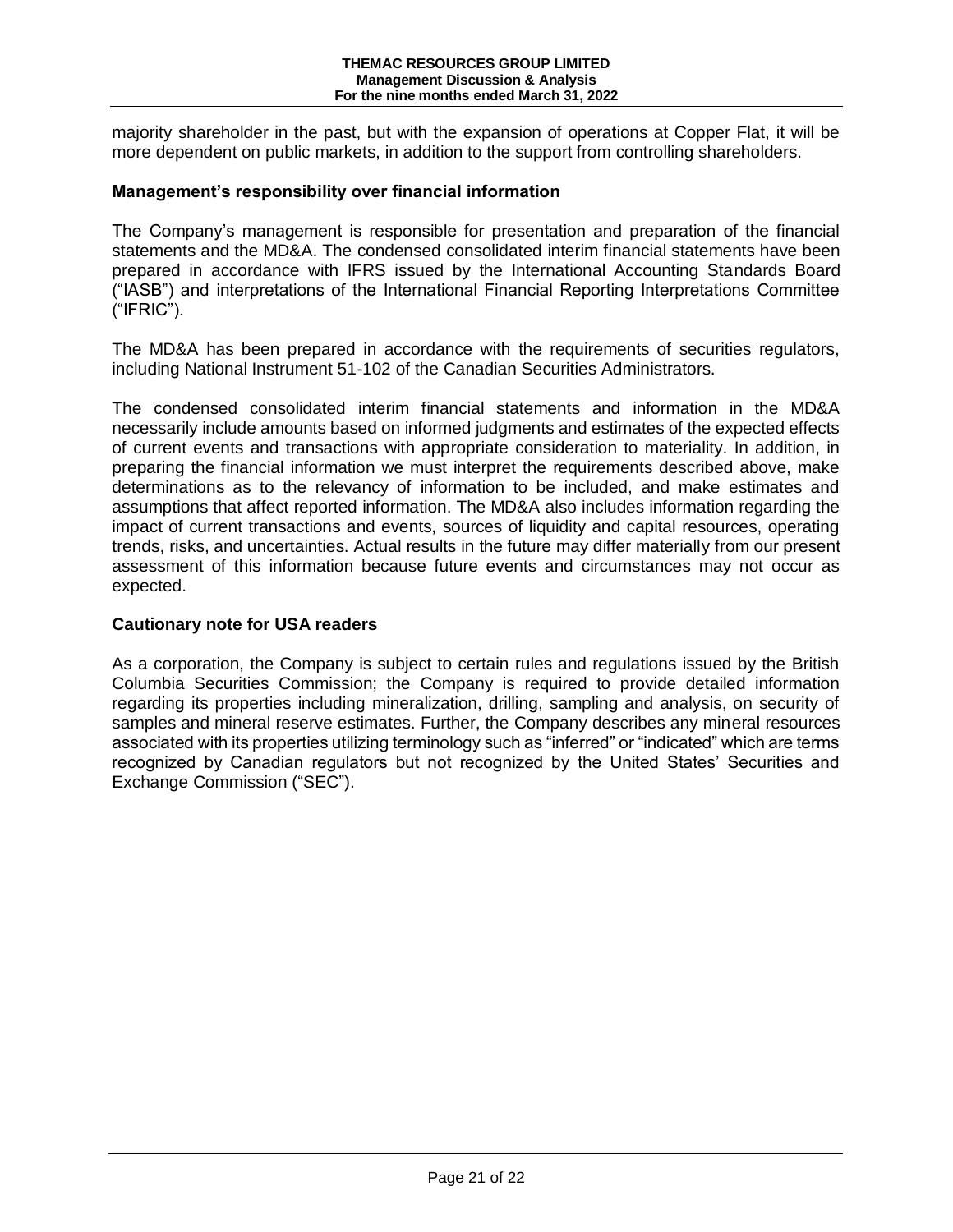majority shareholder in the past, but with the expansion of operations at Copper Flat, it will be more dependent on public markets, in addition to the support from controlling shareholders.

### Management's responsibility over financial information

The Company's management is responsible for presentation and preparation of the financial statements and the MD&A. The condensed consolidated interim financial statements have been prepared in accordance with IFRS issued by the International Accounting Standards Board ("IASB") and interpretations of the International Financial Reporting Interpretations Committee ("IFRIC").

The MD&A has been prepared in accordance with the requirements of securities regulators, including National Instrument 51-102 of the Canadian Securities Administrators.

The condensed consolidated interim financial statements and information in the MD&A necessarily include amounts based on informed judgments and estimates of the expected effects of current events and transactions with appropriate consideration to materiality. In addition, in preparing the financial information we must interpret the requirements described above, make determinations as to the relevancy of information to be included, and make estimates and assumptions that affect reported information. The MD&A also includes information regarding the impact of current transactions and events, sources of liquidity and capital resources, operating trends, risks, and uncertainties. Actual results in the future may differ materially from our present assessment of this information because future events and circumstances may not occur as expected.

### Cautionary note for USA readers

As a corporation, the Company is subject to certain rules and regulations issued by the British Columbia Securities Commission; the Company is required to provide detailed information regarding its properties including mineralization, drilling, sampling and analysis, on security of samples and mineral reserve estimates. Further, the Company describes any mineral resources associated with its properties utilizing terminology such as "inferred" or "indicated" which are terms recognized by Canadian regulators but not recognized by the United States' Securities and Exchange Commission ("SEC").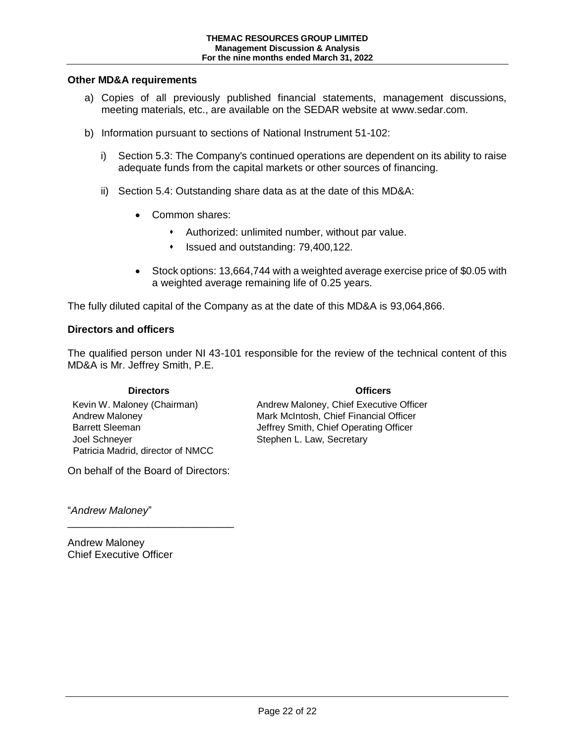### Other MD&A requirements

a) Copies of all previously published financial statements, management discussions, meeting materials, etc., are available on the SEDAR website at www.sedar.com.

b) Information pursuant to sections of National Instrument 51-102:

   i) Section 5.3: The Company's continued operations are dependent on its ability to raise adequate funds from the capital markets or other sources of financing.

   ii) Section 5.4: Outstanding share data as at the date of this MD&A:

      - Common shares:
         - Authorized: unlimited number, without par value.
         - Issued and outstanding: 79,400,122.
      - Stock options: 13,664,744 with a weighted average exercise price of $0.05 with a weighted average remaining life of 0.25 years.

The fully diluted capital of the Company as at the date of this MD&A is 93,064,866.

### Directors and officers

The qualified person under NI 43-101 responsible for the review of the technical content of this MD&A is Mr. Jeffrey Smith, P.E.

| Directors | Officers |
|---|---|
| Kevin W. Maloney (Chairman) | Andrew Maloney, Chief Executive Officer |
| Andrew Maloney | Mark McIntosh, Chief Financial Officer |
| Barrett Sleeman | Jeffrey Smith, Chief Operating Officer |
| Joel Schneyer | Stephen L. Law, Secretary |
| Patricia Madrid, director of NMCC | |

On behalf of the Board of Directors:

"*Andrew Maloney*"

______________________________

Andrew Maloney
Chief Executive Officer